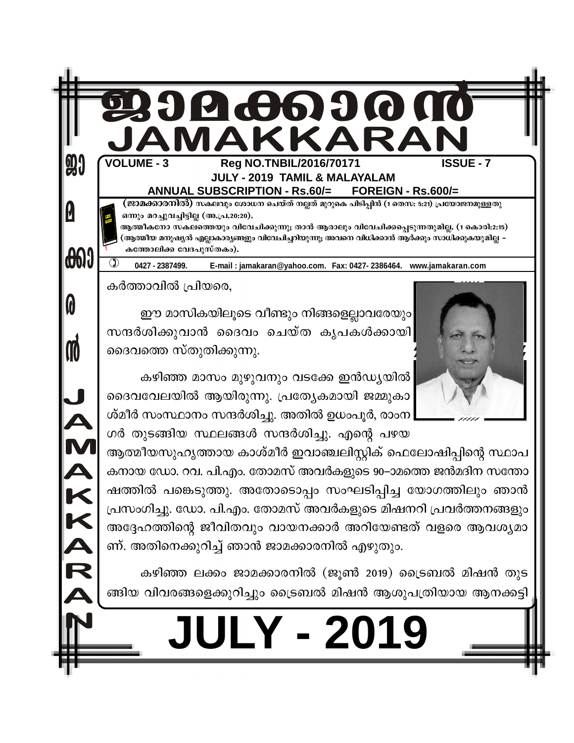# ജാമക്കാരൻ
# JAMAKKARAN

**VOLUME - 3** **Reg NO.TNBIL/2016/70171** **ISSUE - 7**

**JULY - 2019 TAMIL & MALAYALAM**

**ANNUAL SUBSCRIPTION - Rs.60/= FOREIGN - Rs.600/=**

**(ജാമക്കാരനിൽ)** സകലവും ശോധന ചെയ്ത് നല്ലത് മുറുകെ പിടിപ്പിൻ (1 തെസ: 5:21) പ്രയോജനമുള്ളതു ഒന്നും മറച്ചുവച്ചിട്ടില്ല (അ.പ്ര.20:20).

ആത്മീകനോ സകലത്തെയും വിവേചിക്കുന്നു; താൻ ആരാലും വിവേചിക്കപ്പെടുന്നതുമില്ല. (1 കൊരി:2:15) (ആത്മീയ മനുഷ്യൻ എല്ലാകാര്യങ്ങളും വിവേചിച്ചറിയുന്നു; അവനെ വിധിക്കാൻ ആർക്കും സാധിക്കുകയുമില്ല – കത്തോലിക്ക വേദപുസ്തകം).

0427 - 2387499. E-mail : jamakaran@yahoo.com. Fax: 0427- 2386464. www.jamakaran.com

കർത്താവിൽ പ്രിയരെ,

ഈ മാസികയിലൂടെ വീണ്ടും നിങ്ങളെല്ലാവരേയും സന്ദർശിക്കുവാൻ ദൈവം ചെയ്ത കൃപകൾക്കായി ദൈവത്തെ സ്തുതിക്കുന്നു.

കഴിഞ്ഞ മാസം മുഴുവനും വടക്കേ ഇൻഡ്യയിൽ ദൈവവേലയിൽ ആയിരുന്നു. പ്രത്യേകമായി ജമ്മുകാശ്മീർ സംസ്ഥാനം സന്ദർശിച്ചു. അതിൽ ഉധംപൂർ, രാംനഗർ തുടങ്ങിയ സ്ഥലങ്ങൾ സന്ദർശിച്ചു. എന്റെ പഴയ ആത്മീയസുഹൃത്തായ കാശ്മീർ ഇവാഞ്ചലിസ്റ്റിക് ഫെലോഷിപ്പിന്റെ സ്ഥാപകനായ ഡോ. റവ. പി.എം. തോമസ് അവർകളുടെ 90–ാമത്തെ ജൻമദിന സന്തോഷത്തിൽ പങ്കെടുത്തു. അതോടൊപ്പം സംഘടിപ്പിച്ച യോഗത്തിലും ഞാൻ പ്രസംഗിച്ചു. ഡോ. പി.എം. തോമസ് അവർകളുടെ മിഷനറി പ്രവർത്തനങ്ങളും അദ്ദേഹത്തിന്റെ ജീവിതവും വായനക്കാർ അറിയേണ്ടത് വളരെ ആവശ്യമാണ്. അതിനെക്കുറിച്ച് ഞാൻ ജാമക്കാരനിൽ എഴുതും.

കഴിഞ്ഞ ലക്കം ജാമക്കാരനിൽ (ജൂൺ 2019) ട്രൈബൽ മിഷൻ തുടങ്ങിയ വിവരങ്ങളെക്കുറിച്ചും ട്രൈബൽ മിഷൻ ആശുപത്രിയായ ആനക്കട്ടി

# JULY - 2019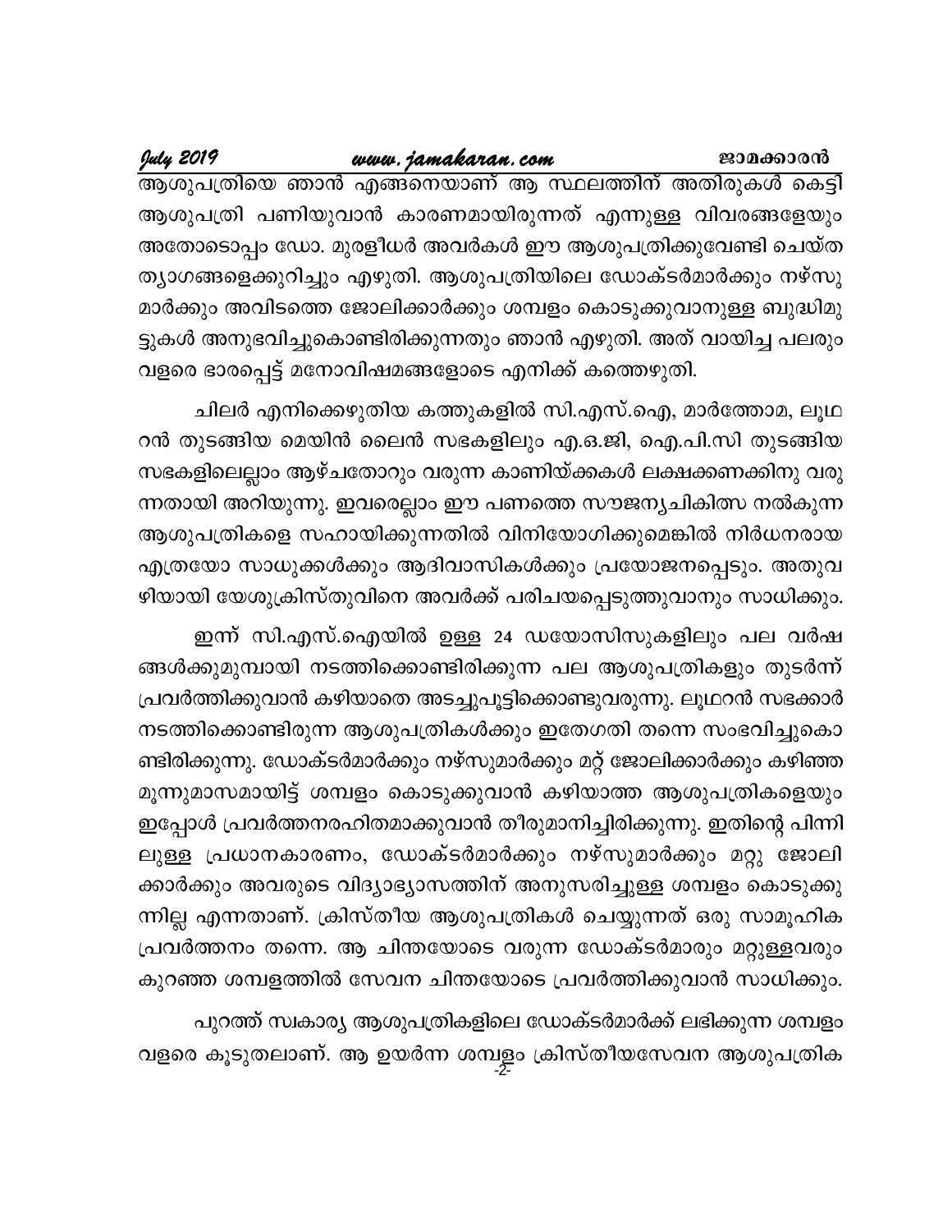ആശുപത്രിയെ ഞാൻ എങ്ങനെയാണ് ആ സ്ഥലത്തിന് അതിരുകൾ കെട്ടി ആശുപത്രി പണിയുവാൻ കാരണമായിരുന്നത് എന്നുള്ള വിവരങ്ങളേയും അതോടൊപ്പം ഡോ. മുരളീധർ അവർകൾ ഈ ആശുപത്രിക്കുവേണ്ടി ചെയ്ത ത്യാഗങ്ങളെക്കുറിച്ചും എഴുതി. ആശുപത്രിയിലെ ഡോക്ടർമാർക്കും നഴ്സുമാർക്കും അവിടത്തെ ജോലിക്കാർക്കും ശമ്പളം കൊടുക്കുവാനുള്ള ബുദ്ധിമുട്ടുകൾ അനുഭവിച്ചുകൊണ്ടിരിക്കുന്നതും ഞാൻ എഴുതി. അത് വായിച്ച പലരും വളരെ ഭാരപ്പെട്ട് മനോവിഷമങ്ങളോടെ എനിക്ക് കത്തെഴുതി.

ചിലർ എനിക്കെഴുതിയ കത്തുകളിൽ സി.എസ്.ഐ, മാർത്തോമ, ലൂഥറൻ തുടങ്ങിയ മെയിൻ ലൈൻ സഭകളിലും എ.ഒ.ജി, ഐ.പി.സി തുടങ്ങിയ സഭകളിലെല്ലാം ആഴ്ചതോറും വരുന്ന കാണിയ്ക്കകൾ ലക്ഷക്കണക്കിനു വരുന്നതായി അറിയുന്നു. ഇവരെല്ലാം ഈ പണത്തെ സൗജന്യചികിത്സ നൽകുന്ന ആശുപത്രികളെ സഹായിക്കുന്നതിൽ വിനിയോഗിക്കുമെങ്കിൽ നിർധനരായ എത്രയോ സാധുക്കൾക്കും ആദിവാസികൾക്കും പ്രയോജനപ്പെടും. അതുവഴിയായി യേശുക്രിസ്തുവിനെ അവർക്ക് പരിചയപ്പെടുത്തുവാനും സാധിക്കും.

ഇന്ന് സി.എസ്.ഐയിൽ ഉള്ള 24 ഡയോസിസുകളിലും പല വർഷങ്ങൾക്കുമുമ്പായി നടത്തിക്കൊണ്ടിരിക്കുന്ന പല ആശുപത്രികളും തുടർന്ന് പ്രവർത്തിക്കുവാൻ കഴിയാതെ അടച്ചുപൂട്ടിക്കൊണ്ടുവരുന്നു. ലൂഥറൻ സഭക്കാർ നടത്തിക്കൊണ്ടിരുന്ന ആശുപത്രികൾക്കും ഇതേഗതി തന്നെ സംഭവിച്ചുകൊണ്ടിരിക്കുന്നു. ഡോക്ടർമാർക്കും നഴ്സുമാർക്കും മറ്റ് ജോലിക്കാർക്കും കഴിഞ്ഞ മൂന്നുമാസമായിട്ട് ശമ്പളം കൊടുക്കുവാൻ കഴിയാത്ത ആശുപത്രികളെയും ഇപ്പോൾ പ്രവർത്തനരഹിതമാക്കുവാൻ തീരുമാനിച്ചിരിക്കുന്നു. ഇതിന്റെ പിന്നിലുള്ള പ്രധാനകാരണം, ഡോക്ടർമാർക്കും നഴ്സുമാർക്കും മറ്റു ജോലിക്കാർക്കും അവരുടെ വിദ്യാഭ്യാസത്തിന് അനുസരിച്ചുള്ള ശമ്പളം കൊടുക്കുന്നില്ല എന്നതാണ്. ക്രിസ്തീയ ആശുപത്രികൾ ചെയ്യുന്നത് ഒരു സാമൂഹിക പ്രവർത്തനം തന്നെ. ആ ചിന്തയോടെ വരുന്ന ഡോക്ടർമാരും മറ്റുള്ളവരും കുറഞ്ഞ ശമ്പളത്തിൽ സേവന ചിന്തയോടെ പ്രവർത്തിക്കുവാൻ സാധിക്കും.

പുറത്ത് സ്വകാര്യ ആശുപത്രികളിലെ ഡോക്ടർമാർക്ക് ലഭിക്കുന്ന ശമ്പളം വളരെ കൂടുതലാണ്. ആ ഉയർന്ന ശമ്പളം ക്രിസ്തീയസേവന ആശുപത്രിക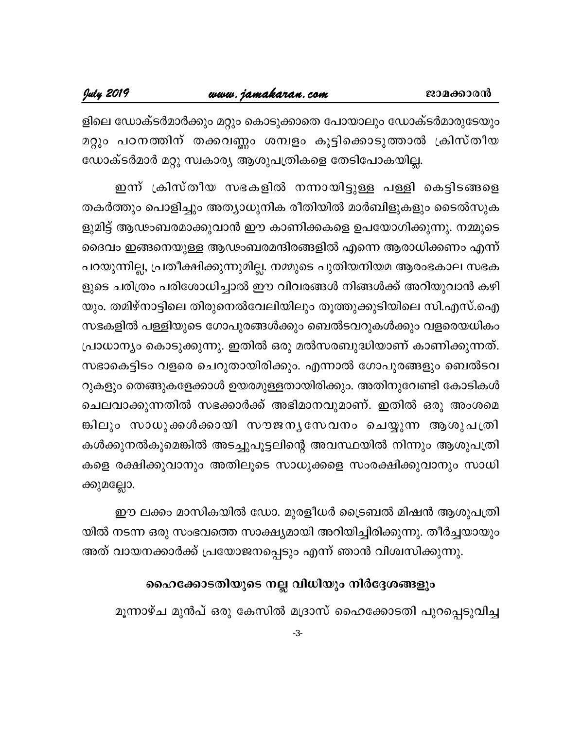ളിലെ ഡോക്ടർമാർക്കും മറ്റും കൊടുക്കാതെ പോയാലും ഡോക്ടർമാരുടേയും മറ്റും പഠനത്തിന് തക്കവണ്ണം ശമ്പളം കൂട്ടിക്കൊടുത്താൽ ക്രിസ്തീയ ഡോക്ടർമാർ മറ്റു സ്വകാര്യ ആശുപത്രികളെ തേടിപോകയില്ല.

ഇന്ന് ക്രിസ്തീയ സഭകളിൽ നന്നായിട്ടുള്ള പള്ളി കെട്ടിടങ്ങളെ തകർത്തും പൊളിച്ചും അത്യാധുനിക രീതിയിൽ മാർബിളുകളും ടൈൽസുകളുമിട്ട് ആഡംബരമാക്കുവാൻ ഈ കാണിക്കകളെ ഉപയോഗിക്കുന്നു. നമ്മുടെ ദൈവം ഇങ്ങനെയുള്ള ആഡംബരമന്ദിരങ്ങളിൽ എന്നെ ആരാധിക്കണം എന്ന് പറയുന്നില്ല, പ്രതീക്ഷിക്കുന്നുമില്ല. നമ്മുടെ പുതിയനിയമ ആരംഭകാല സഭകളുടെ ചരിത്രം പരിശോധിച്ചാൽ ഈ വിവരങ്ങൾ നിങ്ങൾക്ക് അറിയുവാൻ കഴിയും. തമിഴ്നാട്ടിലെ തിരുനെൽവേലിയിലും തൂത്തുക്കുടിയിലെ സി.എസ്.ഐ സഭകളിൽ പള്ളിയുടെ ഗോപുരങ്ങൾക്കും ബെൽടവറുകൾക്കും വളരെയധികം പ്രാധാന്യം കൊടുക്കുന്നു. ഇതിൽ ഒരു മൽസരബുദ്ധിയാണ് കാണിക്കുന്നത്. സഭാകെട്ടിടം വളരെ ചെറുതായിരിക്കും. എന്നാൽ ഗോപുരങ്ങളും ബെൽടവറുകളും തെങ്ങുകളേക്കാൾ ഉയരമുള്ളതായിരിക്കും. അതിനുവേണ്ടി കോടികൾ ചെലവാക്കുന്നതിൽ സഭക്കാർക്ക് അഭിമാനവുമാണ്. ഇതിൽ ഒരു അംശമെങ്കിലും സാധുക്കൾക്കായി സൗജന്യസേവനം ചെയ്യുന്ന ആശുപത്രികൾക്കുനൽകുമെങ്കിൽ അടച്ചുപൂട്ടലിന്റെ അവസ്ഥയിൽ നിന്നും ആശുപത്രികളെ രക്ഷിക്കുവാനും അതിലൂടെ സാധുക്കളെ സംരക്ഷിക്കുവാനും സാധിക്കുമല്ലോ.

ഈ ലക്കം മാസികയിൽ ഡോ. മുരളീധർ ട്രൈബൽ മിഷൻ ആശുപത്രിയിൽ നടന്ന ഒരു സംഭവത്തെ സാക്ഷ്യമായി അറിയിച്ചിരിക്കുന്നു. തീർച്ചയായും അത് വായനക്കാർക്ക് പ്രയോജനപ്പെടും എന്ന് ഞാൻ വിശ്വസിക്കുന്നു.

### ഹൈക്കോടതിയുടെ നല്ല വിധിയും നിർദ്ദേശങ്ങളും

മൂന്നാഴ്ച മുൻപ് ഒരു കേസിൽ മദ്രാസ് ഹൈക്കോടതി പുറപ്പെടുവിച്ച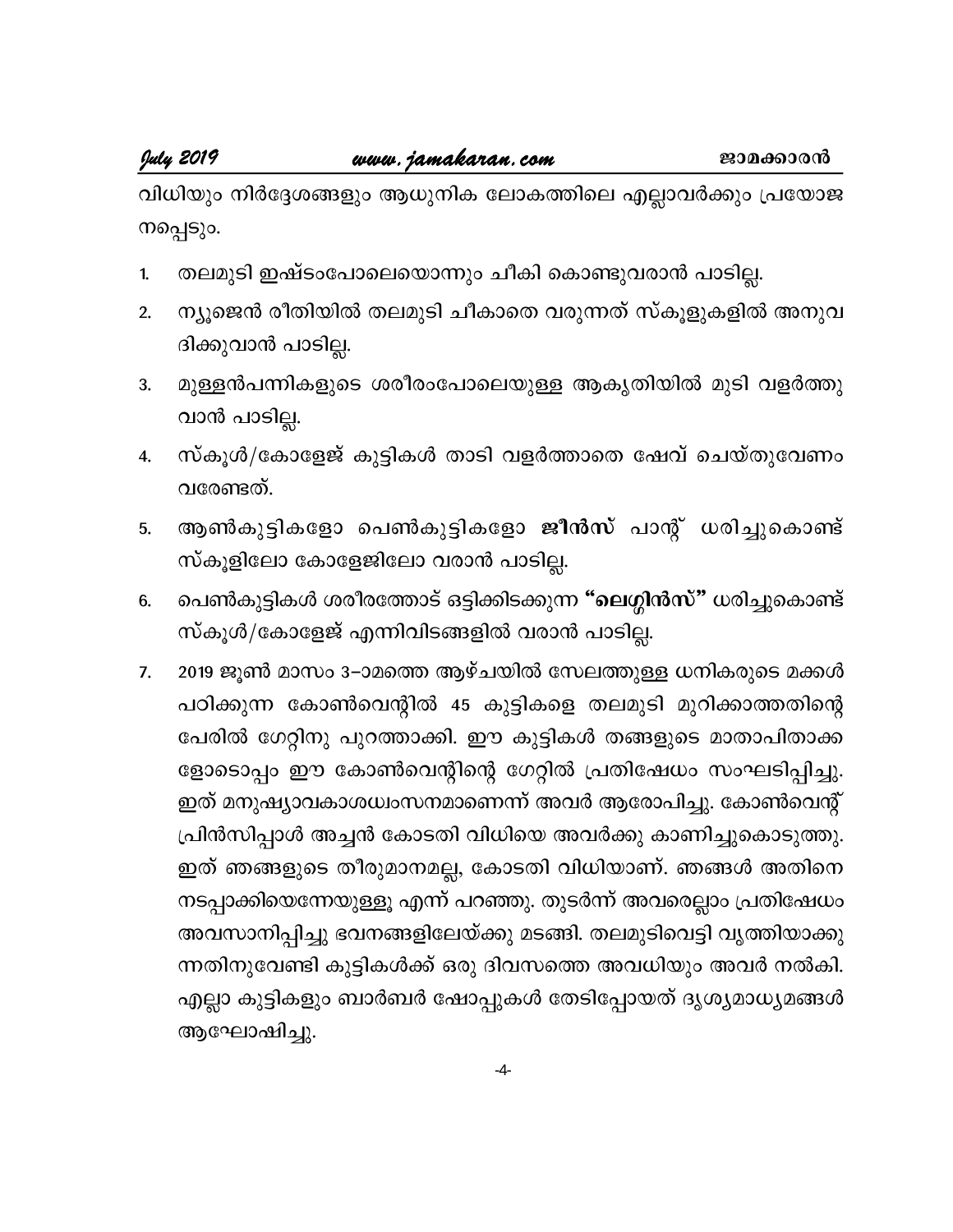വിധിയും നിർദ്ദേശങ്ങളും ആധുനിക ലോകത്തിലെ എല്ലാവർക്കും പ്രയോജനപ്പെടും.

1. തലമുടി ഇഷ്ടംപോലെയൊന്നും ചീകി കൊണ്ടുവരാൻ പാടില്ല.
2. ന്യൂജെൻ രീതിയിൽ തലമുടി ചീകാതെ വരുന്നത് സ്കൂളുകളിൽ അനുവദിക്കുവാൻ പാടില്ല.
3. മുള്ളൻപന്നികളുടെ ശരീരംപോലെയുള്ള ആകൃതിയിൽ മുടി വളർത്തുവാൻ പാടില്ല.
4. സ്കൂൾ/കോളേജ് കുട്ടികൾ താടി വളർത്താതെ ഷേവ് ചെയ്തുവേണം വരേണ്ടത്.
5. ആൺകുട്ടികളോ പെൺകുട്ടികളോ **ജീൻസ്** പാന്റ് ധരിച്ചുകൊണ്ട് സ്കൂളിലോ കോളേജിലോ വരാൻ പാടില്ല.
6. പെൺകുട്ടികൾ ശരീരത്തോട് ഒട്ടിക്കിടക്കുന്ന **"ലെഗ്ഗിൻസ്"** ധരിച്ചുകൊണ്ട് സ്കൂൾ/കോളേജ് എന്നിവിടങ്ങളിൽ വരാൻ പാടില്ല.
7. 2019 ജൂൺ മാസം 3–ാമത്തെ ആഴ്ചയിൽ സേലത്തുള്ള ധനികരുടെ മക്കൾ പഠിക്കുന്ന കോൺവെന്റിൽ 45 കുട്ടികളെ തലമുടി മുറിക്കാത്തതിന്റെ പേരിൽ ഗേറ്റിനു പുറത്താക്കി. ഈ കുട്ടികൾ തങ്ങളുടെ മാതാപിതാക്കളോടൊപ്പം ഈ കോൺവെന്റിന്റെ ഗേറ്റിൽ പ്രതിഷേധം സംഘടിപ്പിച്ചു. ഇത് മനുഷ്യാവകാശധ്വംസനമാണെന്ന് അവർ ആരോപിച്ചു. കോൺവെന്റ് പ്രിൻസിപ്പാൾ അച്ചൻ കോടതി വിധിയെ അവർക്കു കാണിച്ചുകൊടുത്തു. ഇത് ഞങ്ങളുടെ തീരുമാനമല്ല, കോടതി വിധിയാണ്. ഞങ്ങൾ അതിനെ നടപ്പാക്കിയെന്നേയുള്ളൂ എന്ന് പറഞ്ഞു. തുടർന്ന് അവരെല്ലാം പ്രതിഷേധം അവസാനിപ്പിച്ചു ഭവനങ്ങളിലേയ്ക്കു മടങ്ങി. തലമുടിവെട്ടി വൃത്തിയാക്കുന്നതിനുവേണ്ടി കുട്ടികൾക്ക് ഒരു ദിവസത്തെ അവധിയും അവർ നൽകി. എല്ലാ കുട്ടികളും ബാർബർ ഷോപ്പുകൾ തേടിപ്പോയത് ദൃശ്യമാധ്യമങ്ങൾ ആഘോഷിച്ചു.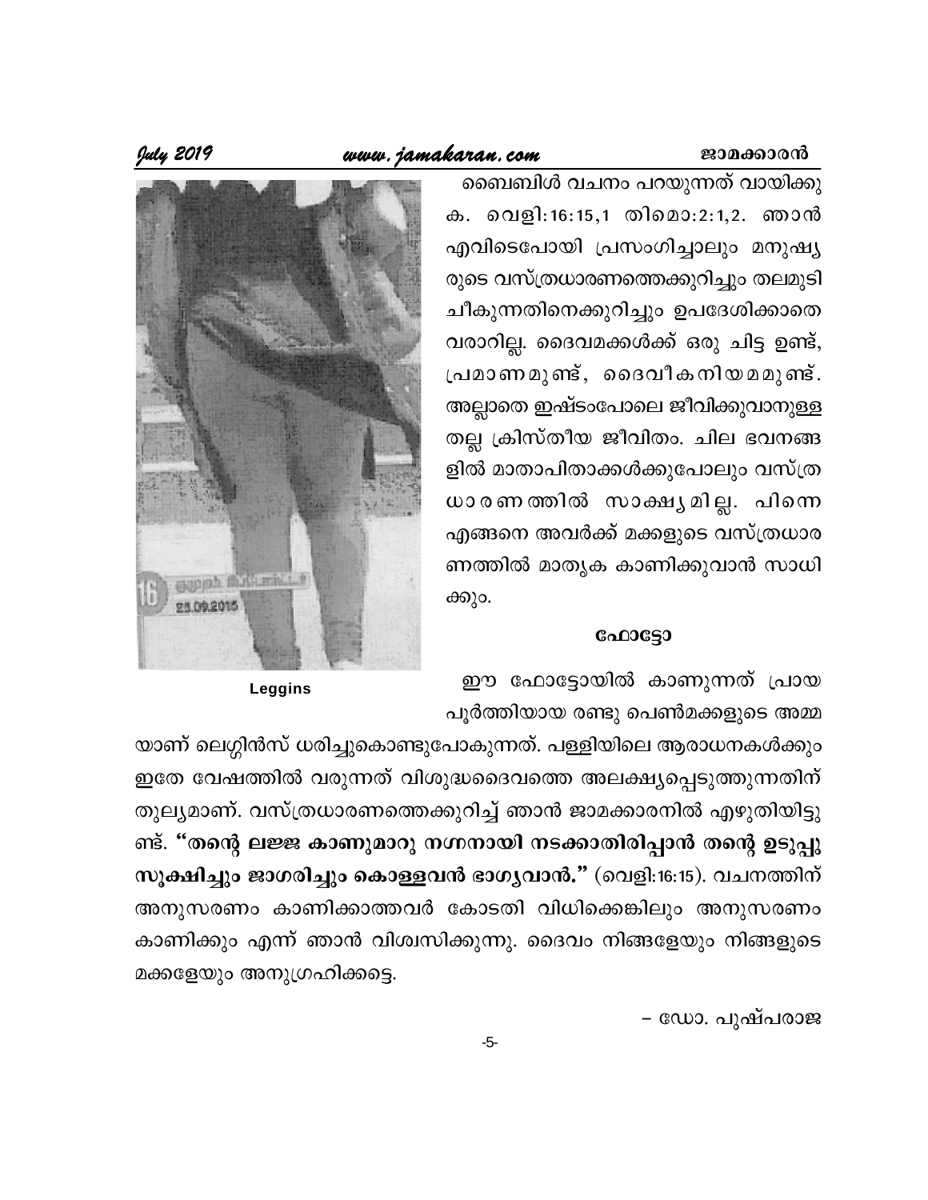ബൈബിൾ വചനം പറയുന്നത് വായിക്കുക. വെളി:16:15,1 തിമൊ:2:1,2. ഞാൻ എവിടെപോയി പ്രസംഗിച്ചാലും മനുഷ്യരുടെ വസ്ത്രധാരണത്തെക്കുറിച്ചും തലമുടി ചീകുന്നതിനെക്കുറിച്ചും ഉപദേശിക്കാതെ വരാറില്ല. ദൈവമക്കൾക്ക് ഒരു ചിട്ട ഉണ്ട്, പ്രമാണമുണ്ട്, ദൈവീകനിയമമുണ്ട്. അല്ലാതെ ഇഷ്ടംപോലെ ജീവിക്കുവാനുള്ളതല്ല ക്രിസ്തീയ ജീവിതം. ചില ഭവനങ്ങളിൽ മാതാപിതാക്കൾക്കുപോലും വസ്ത്രധാരണത്തിൽ സാക്ഷ്യമില്ല. പിന്നെ എങ്ങനെ അവർക്ക് മക്കളുടെ വസ്ത്രധാരണത്തിൽ മാതൃക കാണിക്കുവാൻ സാധിക്കും.

Leggins

### ഫോട്ടോ

ഈ ഫോട്ടോയിൽ കാണുന്നത് പ്രായപൂർത്തിയായ രണ്ടു പെൺമക്കളുടെ അമ്മയാണ് ലെഗ്ഗിൻസ് ധരിച്ചുകൊണ്ടുപോകുന്നത്. പള്ളിയിലെ ആരാധനകൾക്കും ഇതേ വേഷത്തിൽ വരുന്നത് വിശുദ്ധദൈവത്തെ അലക്ഷ്യപ്പെടുത്തുന്നതിന് തുല്യമാണ്. വസ്ത്രധാരണത്തെക്കുറിച്ച് ഞാൻ ജാമക്കാരനിൽ എഴുതിയിട്ടുണ്ട്. **"തന്റെ ലജ്ജ കാണുമാറു നഗ്നനായി നടക്കാതിരിപ്പാൻ തന്റെ ഉടുപ്പു സൂക്ഷിച്ചും ജാഗരിച്ചും കൊള്ളവൻ ഭാഗ്യവാൻ."** (വെളി:16:15). വചനത്തിന് അനുസരണം കാണിക്കാത്തവർ കോടതി വിധിക്കെങ്കിലും അനുസരണം കാണിക്കും എന്ന് ഞാൻ വിശ്വസിക്കുന്നു. ദൈവം നിങ്ങളേയും നിങ്ങളുടെ മക്കളേയും അനുഗ്രഹിക്കട്ടെ.

– ഡോ. പുഷ്പരാജ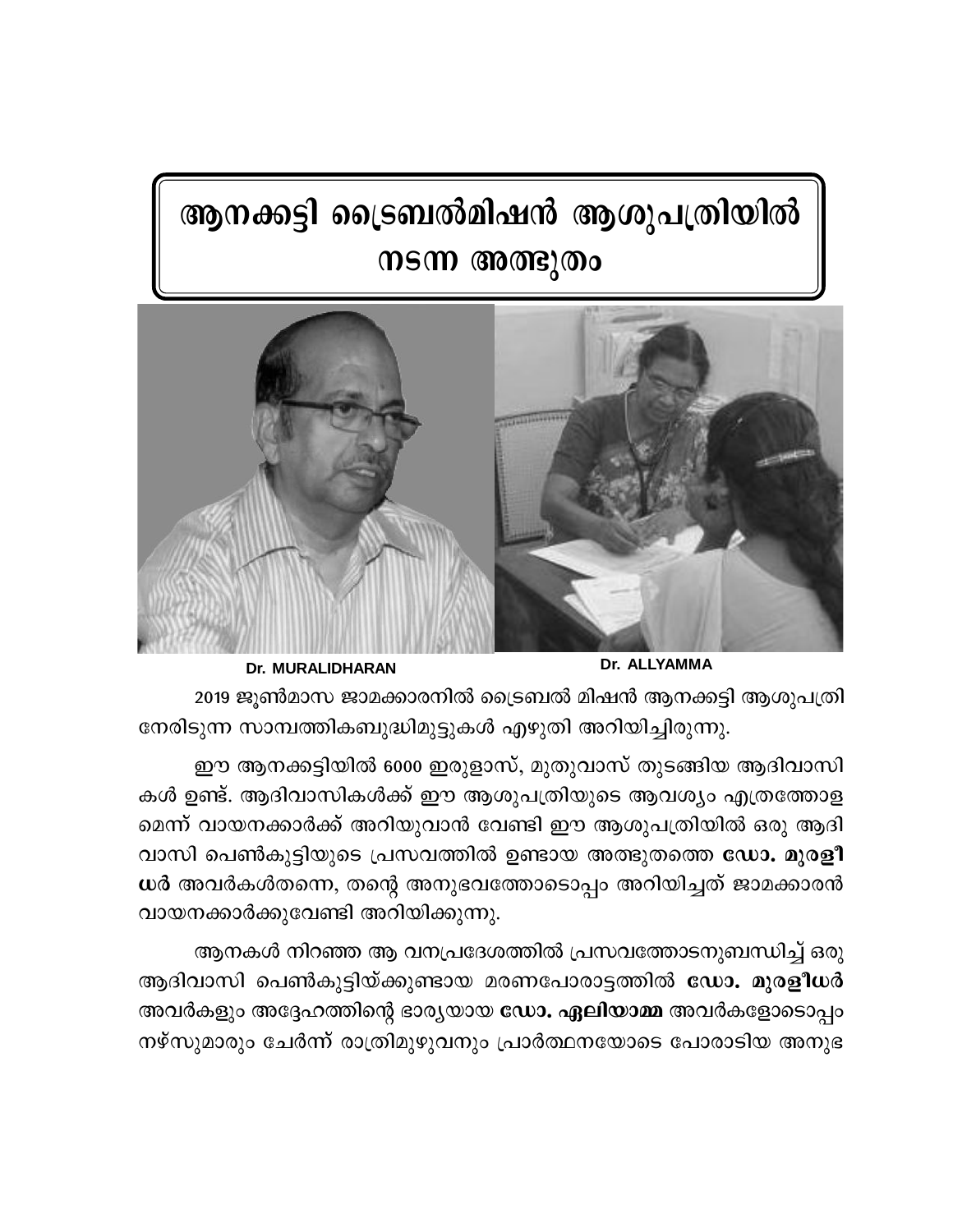# ആനക്കട്ടി ട്രൈബൽമിഷൻ ആശുപത്രിയിൽ നടന്ന അത്ഭുതം

Dr. MURALIDHARAN

Dr. ALLYAMMA

2019 ജൂൺമാസ ജാമക്കാരനിൽ ട്രൈബൽ മിഷൻ ആനക്കട്ടി ആശുപത്രി നേരിടുന്ന സാമ്പത്തികബുദ്ധിമുട്ടുകൾ എഴുതി അറിയിച്ചിരുന്നു.

ഈ ആനക്കട്ടിയിൽ 6000 ഇരുളാസ്, മുതുവാസ് തുടങ്ങിയ ആദിവാസികൾ ഉണ്ട്. ആദിവാസികൾക്ക് ഈ ആശുപത്രിയുടെ ആവശ്യം എത്രത്തോളമെന്ന് വായനക്കാർക്ക് അറിയുവാൻ വേണ്ടി ഈ ആശുപത്രിയിൽ ഒരു ആദിവാസി പെൺകുട്ടിയുടെ പ്രസവത്തിൽ ഉണ്ടായ അത്ഭുതത്തെ **ഡോ. മുരളീധർ** അവർകൾതന്നെ, തന്റെ അനുഭവത്തോടൊപ്പം അറിയിച്ചത് ജാമക്കാരൻ വായനക്കാർക്കുവേണ്ടി അറിയിക്കുന്നു.

ആനകൾ നിറഞ്ഞ ആ വനപ്രദേശത്തിൽ പ്രസവത്തോടനുബന്ധിച്ച് ഒരു ആദിവാസി പെൺകുട്ടിയ്ക്കുണ്ടായ മരണപോരാട്ടത്തിൽ **ഡോ. മുരളീധർ** അവർകളും അദ്ദേഹത്തിന്റെ ഭാര്യയായ **ഡോ. ഏലിയാമ്മ** അവർകളോടൊപ്പം നഴ്സുമാരും ചേർന്ന് രാത്രിമുഴുവനും പ്രാർത്ഥനയോടെ പോരാടിയ അനുഭ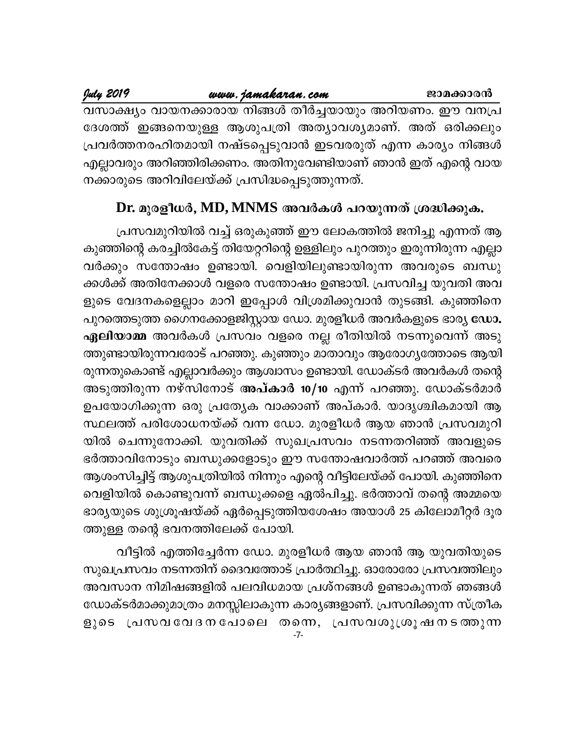വസാക്ഷ്യം വായനക്കാരായ നിങ്ങൾ തീർച്ചയായും അറിയണം. ഈ വനപ്രദേശത്ത് ഇങ്ങനെയുള്ള ആശുപത്രി അത്യാവശ്യമാണ്. അത് ഒരിക്കലും പ്രവർത്തനരഹിതമായി നഷ്ടപ്പെടുവാൻ ഇടവരരുത് എന്ന കാര്യം നിങ്ങൾ എല്ലാവരും അറിഞ്ഞിരിക്കണം. അതിനുവേണ്ടിയാണ് ഞാൻ ഇത് എന്റെ വായനക്കാരുടെ അറിവിലേയ്ക്ക് പ്രസിദ്ധപ്പെടുത്തുന്നത്.

## Dr. മുരളീധർ, MD, MNMS അവർകൾ പറയുന്നത് ശ്രദ്ധിക്കുക.

പ്രസവമുറിയിൽ വച്ച് ഒരുകുഞ്ഞ് ഈ ലോകത്തിൽ ജനിച്ചു എന്നത് ആ കുഞ്ഞിന്റെ കരച്ചിൽകേട്ട് തിയേറ്ററിന്റെ ഉള്ളിലും പുറത്തും ഇരുന്നിരുന്ന എല്ലാവർക്കും സന്തോഷം ഉണ്ടായി. വെളിയിലുണ്ടായിരുന്ന അവരുടെ ബന്ധുക്കൾക്ക് അതിനേക്കാൾ വളരെ സന്തോഷം ഉണ്ടായി. പ്രസവിച്ച യുവതി അവളുടെ വേദനകളെല്ലാം മാറി ഇപ്പോൾ വിശ്രമിക്കുവാൻ തുടങ്ങി. കുഞ്ഞിനെ പുറത്തെടുത്ത ഗൈനക്കോളജിസ്റ്റായ ഡോ. മുരളീധർ അവർകളുടെ ഭാര്യ **ഡോ. ഏലിയാമ്മ** അവർകൾ പ്രസവം വളരെ നല്ല രീതിയിൽ നടന്നുവെന്ന് അടുത്തുണ്ടായിരുന്നവരോട് പറഞ്ഞു. കുഞ്ഞും മാതാവും ആരോഗ്യത്തോടെ ആയിരുന്നതുകൊണ്ട് എല്ലാവർക്കും ആശ്വാസം ഉണ്ടായി. ഡോക്ടർ അവർകൾ തന്റെ അടുത്തിരുന്ന നഴ്സിനോട് **അപ്കാർ 10/10** എന്ന് പറഞ്ഞു. ഡോക്ടർമാർ ഉപയോഗിക്കുന്ന ഒരു പ്രത്യേക വാക്കാണ് അപ്കാർ. യാദൃശ്ചികമായി ആ സ്ഥലത്ത് പരിശോധനയ്ക്ക് വന്ന ഡോ. മുരളീധർ ആയ ഞാൻ പ്രസവമുറിയിൽ ചെന്നുനോക്കി. യുവതിക്ക് സുഖപ്രസവം നടന്നതറിഞ്ഞ് അവളുടെ ഭർത്താവിനോടും ബന്ധുക്കളോടും ഈ സന്തോഷവാർത്ത് പറഞ്ഞ് അവരെ ആശംസിച്ചിട്ട് ആശുപത്രിയിൽ നിന്നും എന്റെ വീട്ടിലേയ്ക്ക് പോയി. കുഞ്ഞിനെ വെളിയിൽ കൊണ്ടുവന്ന് ബന്ധുക്കളെ ഏൽപിച്ചു. ഭർത്താവ് തന്റെ അമ്മയെ ഭാര്യയുടെ ശുശ്രൂഷയ്ക്ക് ഏർപ്പെടുത്തിയശേഷം അയാൾ 25 കിലോമീറ്റർ ദൂരത്തുള്ള തന്റെ ഭവനത്തിലേക്ക് പോയി.

വീട്ടിൽ എത്തിച്ചേർന്ന ഡോ. മുരളീധർ ആയ ഞാൻ ആ യുവതിയുടെ സുഖപ്രസവം നടന്നതിന് ദൈവത്തോട് പ്രാർത്ഥിച്ചു. ഓരോരോ പ്രസവത്തിലും അവസാന നിമിഷങ്ങളിൽ പലവിധമായ പ്രശ്നങ്ങൾ ഉണ്ടാകുന്നത് ഞങ്ങൾ ഡോക്ടർമാർക്കുമാത്രം മനസ്സിലാകുന്ന കാര്യങ്ങളാണ്. പ്രസവിക്കുന്ന സ്ത്രീകളുടെ പ്രസവവേദനപോലെ തന്നെ, പ്രസവശുശ്രൂഷനടത്തുന്ന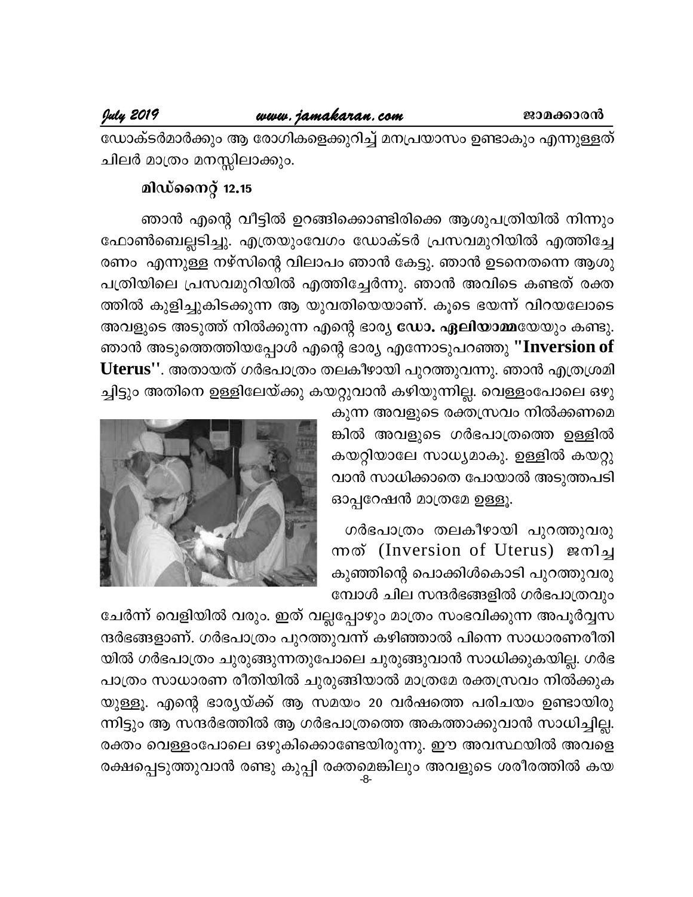ഡോക്ടർമാർക്കും ആ രോഗികളെക്കുറിച്ച് മനപ്രയാസം ഉണ്ടാകും എന്നുള്ളത് ചിലർ മാത്രം മനസ്സിലാക്കും.

**മിഡ്നൈറ്റ് 12.15**

ഞാൻ എന്റെ വീട്ടിൽ ഉറങ്ങിക്കൊണ്ടിരിക്കെ ആശുപത്രിയിൽ നിന്നും ഫോൺബെല്ലടിച്ചു. എത്രയുംവേഗം ഡോക്ടർ പ്രസവമുറിയിൽ എത്തിച്ചേരണം എന്നുള്ള നഴ്സിന്റെ വിലാപം ഞാൻ കേട്ടു. ഞാൻ ഉടനെതന്നെ ആശുപത്രിയിലെ പ്രസവമുറിയിൽ എത്തിച്ചേർന്നു. ഞാൻ അവിടെ കണ്ടത് രക്തത്തിൽ കുളിച്ചുകിടക്കുന്ന ആ യുവതിയെയാണ്. കൂടെ ഭയന്ന് വിറയലോടെ അവളുടെ അടുത്ത് നിൽക്കുന്ന എന്റെ ഭാര്യ **ഡോ. ഏലിയാമ്മ**യേയും കണ്ടു. ഞാൻ അടുത്തെത്തിയപ്പോൾ എന്റെ ഭാര്യ എന്നോടുപറഞ്ഞു **"Inversion of Uterus"**. അതായത് ഗർഭപാത്രം തലകീഴായി പുറത്തുവന്നു. ഞാൻ എത്രശ്രമിച്ചിട്ടും അതിനെ ഉള്ളിലേയ്ക്കു കയറ്റുവാൻ കഴിയുന്നില്ല. വെള്ളംപോലെ ഒഴുകുന്ന അവളുടെ രക്തസ്രവം നിൽക്കണമെങ്കിൽ അവളുടെ ഗർഭപാത്രത്തെ ഉള്ളിൽ കയറ്റിയാലേ സാധ്യമാകു. ഉള്ളിൽ കയറ്റുവാൻ സാധിക്കാതെ പോയാൽ അടുത്തപടി ഓപ്പറേഷൻ മാത്രമേ ഉള്ളൂ.

ഗർഭപാത്രം തലകീഴായി പുറത്തുവരുന്നത് (Inversion of Uterus) ജനിച്ച കുഞ്ഞിന്റെ പൊക്കിൾകൊടി പുറത്തുവരുമ്പോൾ ചില സന്ദർഭങ്ങളിൽ ഗർഭപാത്രവും ചേർന്ന് വെളിയിൽ വരും. ഇത് വല്ലപ്പോഴും മാത്രം സംഭവിക്കുന്ന അപൂർവ്വസന്ദർഭങ്ങളാണ്. ഗർഭപാത്രം പുറത്തുവന്ന് കഴിഞ്ഞാൽ പിന്നെ സാധാരണരീതിയിൽ ഗർഭപാത്രം ചുരുങ്ങുന്നതുപോലെ ചുരുങ്ങുവാൻ സാധിക്കുകയില്ല. ഗർഭപാത്രം സാധാരണ രീതിയിൽ ചുരുങ്ങിയാൽ മാത്രമേ രക്തസ്രവം നിൽക്കുകയുള്ളൂ. എന്റെ ഭാര്യയ്ക്ക് ആ സമയം 20 വർഷത്തെ പരിചയം ഉണ്ടായിരുന്നിട്ടും ആ സന്ദർഭത്തിൽ ആ ഗർഭപാത്രത്തെ അകത്താക്കുവാൻ സാധിച്ചില്ല. രക്തം വെള്ളംപോലെ ഒഴുകിക്കൊണ്ടേയിരുന്നു. ഈ അവസ്ഥയിൽ അവളെ രക്ഷപ്പെടുത്തുവാൻ രണ്ടു കുപ്പി രക്തമെങ്കിലും അവളുടെ ശരീരത്തിൽ കയ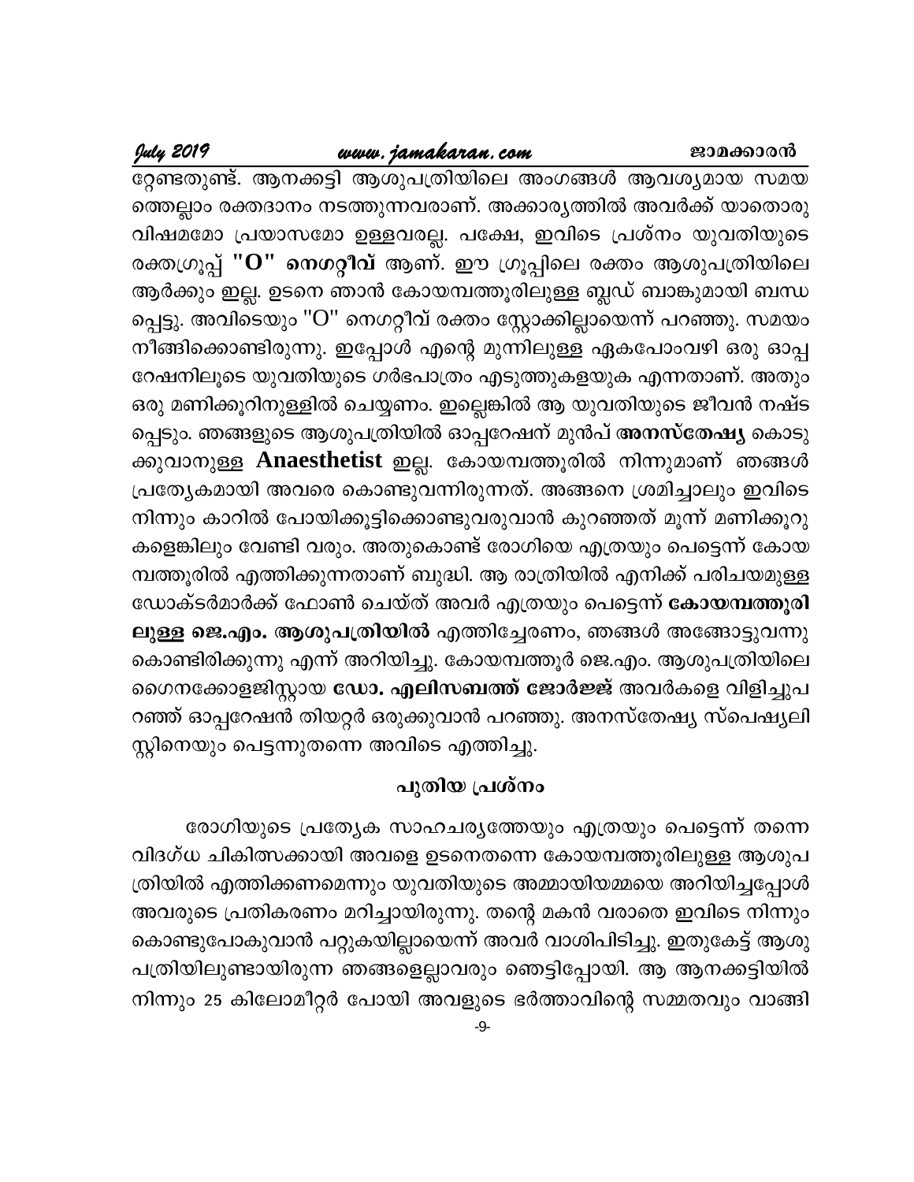റ്റേണ്ടതുണ്ട്. ആനക്കട്ടി ആശുപത്രിയിലെ അംഗങ്ങൾ ആവശ്യമായ സമയത്തെല്ലാം രക്തദാനം നടത്തുന്നവരാണ്. അക്കാര്യത്തിൽ അവർക്ക് യാതൊരു വിഷമമോ പ്രയാസമോ ഉള്ളവരല്ല. പക്ഷേ, ഇവിടെ പ്രശ്നം യുവതിയുടെ രക്തഗ്രൂപ്പ് **"O" നെഗറ്റീവ്** ആണ്. ഈ ഗ്രൂപ്പിലെ രക്തം ആശുപത്രിയിലെ ആർക്കും ഇല്ല. ഉടനെ ഞാൻ കോയമ്പത്തൂരിലുള്ള ബ്ലഡ് ബാങ്കുമായി ബന്ധപ്പെട്ടു. അവിടെയും "O" നെഗറ്റീവ് രക്തം സ്റ്റോക്കില്ലായെന്ന് പറഞ്ഞു. സമയം നീങ്ങിക്കൊണ്ടിരുന്നു. ഇപ്പോൾ എന്റെ മുന്നിലുള്ള ഏകപോംവഴി ഒരു ഓപ്പറേഷനിലൂടെ യുവതിയുടെ ഗർഭപാത്രം എടുത്തുകളയുക എന്നതാണ്. അതും ഒരു മണിക്കൂറിനുള്ളിൽ ചെയ്യണം. ഇല്ലെങ്കിൽ ആ യുവതിയുടെ ജീവൻ നഷ്ടപ്പെടും. ഞങ്ങളുടെ ആശുപത്രിയിൽ ഓപ്പറേഷന് മുൻപ് **അനസ്തേഷ്യ** കൊടുക്കുവാനുള്ള **Anaesthetist** ഇല്ല. കോയമ്പത്തൂരിൽ നിന്നുമാണ് ഞങ്ങൾ പ്രത്യേകമായി അവരെ കൊണ്ടുവന്നിരുന്നത്. അങ്ങനെ ശ്രമിച്ചാലും ഇവിടെ നിന്നും കാറിൽ പോയിക്കൂട്ടിക്കൊണ്ടുവരുവാൻ കുറഞ്ഞത് മൂന്ന് മണിക്കൂറുകളെങ്കിലും വേണ്ടി വരും. അതുകൊണ്ട് രോഗിയെ എത്രയും പെട്ടെന്ന് കോയമ്പത്തൂരിൽ എത്തിക്കുന്നതാണ് ബുദ്ധി. ആ രാത്രിയിൽ എനിക്ക് പരിചയമുള്ള ഡോക്ടർമാർക്ക് ഫോൺ ചെയ്ത് അവർ എത്രയും പെട്ടെന്ന് **കോയമ്പത്തൂരിലുള്ള ജെ.എം. ആശുപത്രിയിൽ** എത്തിച്ചേരണം, ഞങ്ങൾ അങ്ങോട്ടുവന്നുകൊണ്ടിരിക്കുന്നു എന്ന് അറിയിച്ചു. കോയമ്പത്തൂർ ജെ.എം. ആശുപത്രിയിലെ ഗൈനക്കോളജിസ്റ്റായ **ഡോ. എലിസബത്ത് ജോർജ്ജ്** അവർകളെ വിളിച്ചുപറഞ്ഞ് ഓപ്പറേഷൻ തിയറ്റർ ഒരുക്കുവാൻ പറഞ്ഞു. അനസ്തേഷ്യ സ്പെഷ്യലിസ്റ്റിനെയും പെട്ടന്നുതന്നെ അവിടെ എത്തിച്ചു.

## പുതിയ പ്രശ്നം

രോഗിയുടെ പ്രത്യേക സാഹചര്യത്തേയും എത്രയും പെട്ടെന്ന് തന്നെ വിദഗ്ധ ചികിത്സക്കായി അവളെ ഉടനെതന്നെ കോയമ്പത്തൂരിലുള്ള ആശുപത്രിയിൽ എത്തിക്കണമെന്നും യുവതിയുടെ അമ്മായിയമ്മയെ അറിയിച്ചപ്പോൾ അവരുടെ പ്രതികരണം മറിച്ചായിരുന്നു. തന്റെ മകൻ വരാതെ ഇവിടെ നിന്നും കൊണ്ടുപോകുവാൻ പറ്റുകയില്ലായെന്ന് അവർ വാശിപിടിച്ചു. ഇതുകേട്ട് ആശുപത്രിയിലുണ്ടായിരുന്ന ഞങ്ങളെല്ലാവരും ഞെട്ടിപ്പോയി. ആ ആനക്കട്ടിയിൽ നിന്നും 25 കിലോമീറ്റർ പോയി അവളുടെ ഭർത്താവിന്റെ സമ്മതവും വാങ്ങി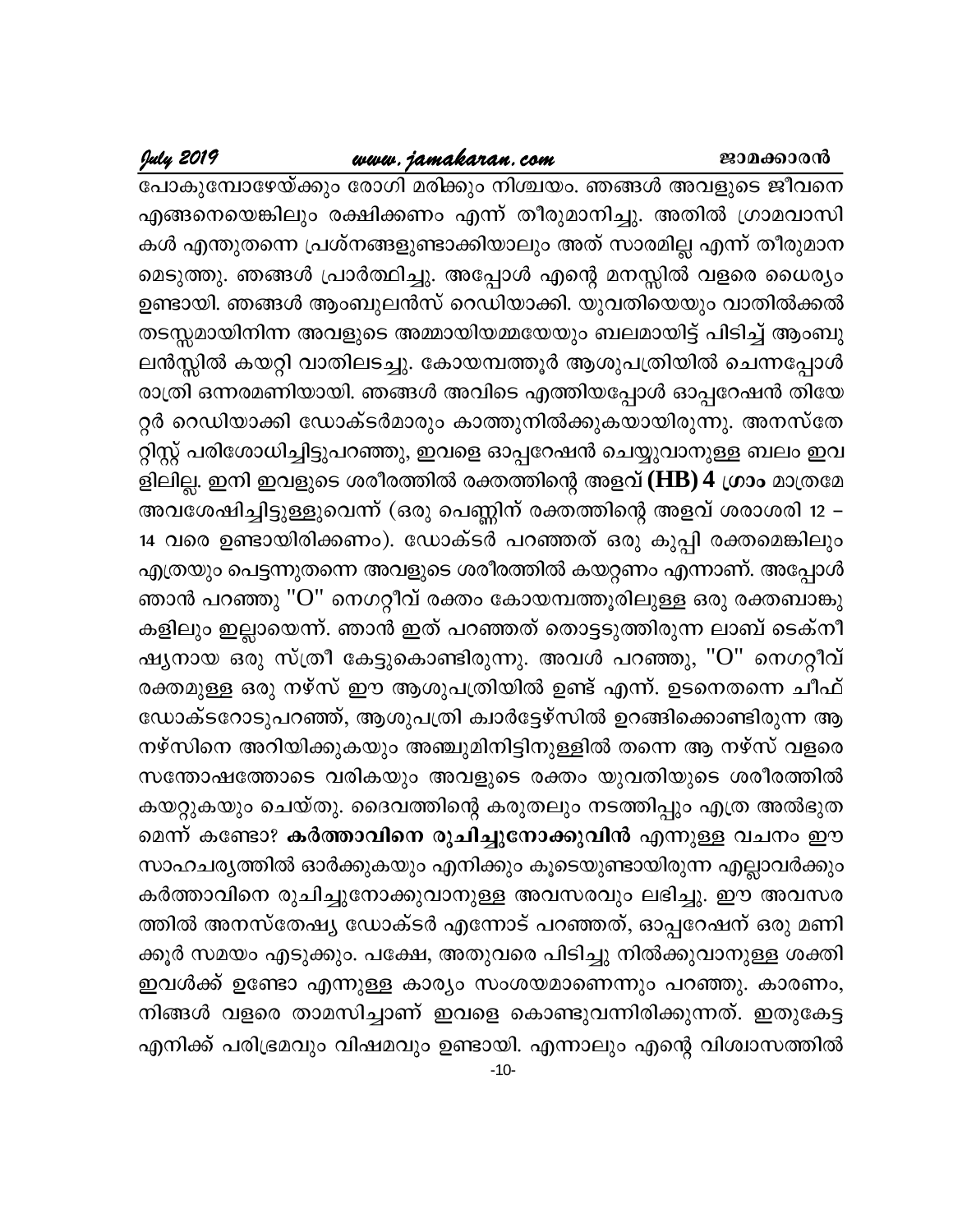പോകുമ്പോഴേയ്ക്കും രോഗി മരിക്കും നിശ്ചയം. ഞങ്ങൾ അവളുടെ ജീവനെ എങ്ങനെയെങ്കിലും രക്ഷിക്കണം എന്ന് തീരുമാനിച്ചു. അതിൽ ഗ്രാമവാസികൾ എന്തുതന്നെ പ്രശ്നങ്ങളുണ്ടാക്കിയാലും അത് സാരമില്ല എന്ന് തീരുമാനമെടുത്തു. ഞങ്ങൾ പ്രാർത്ഥിച്ചു. അപ്പോൾ എന്റെ മനസ്സിൽ വളരെ ധൈര്യം ഉണ്ടായി. ഞങ്ങൾ ആംബുലൻസ് റെഡിയാക്കി. യുവതിയെയും വാതിൽക്കൽ തടസ്സമായിനിന്ന അവളുടെ അമ്മായിയമ്മയേയും ബലമായിട്ട് പിടിച്ച് ആംബുലൻസ്സിൽ കയറ്റി വാതിലടച്ചു. കോയമ്പത്തൂർ ആശുപത്രിയിൽ ചെന്നപ്പോൾ രാത്രി ഒന്നരമണിയായി. ഞങ്ങൾ അവിടെ എത്തിയപ്പോൾ ഓപ്പറേഷൻ തിയേറ്റർ റെഡിയാക്കി ഡോക്ടർമാരും കാത്തുനിൽക്കുകയായിരുന്നു. അനസ്തേറ്റിസ്റ്റ് പരിശോധിച്ചിട്ടുപറഞ്ഞു, ഇവളെ ഓപ്പറേഷൻ ചെയ്യുവാനുള്ള ബലം ഇവളിലില്ല. ഇനി ഇവളുടെ ശരീരത്തിൽ രക്തത്തിന്റെ അളവ് **(HB) 4 ഗ്രാം** മാത്രമേ അവശേഷിച്ചിട്ടുള്ളുവെന്ന് (ഒരു പെണ്ണിന് രക്തത്തിന്റെ അളവ് ശരാശരി 12 – 14 വരെ ഉണ്ടായിരിക്കണം). ഡോക്ടർ പറഞ്ഞത് ഒരു കുപ്പി രക്തമെങ്കിലും എത്രയും പെട്ടന്നുതന്നെ അവളുടെ ശരീരത്തിൽ കയറ്റണം എന്നാണ്. അപ്പോൾ ഞാൻ പറഞ്ഞു "O" നെഗറ്റീവ് രക്തം കോയമ്പത്തൂരിലുള്ള ഒരു രക്തബാങ്കുകളിലും ഇല്ലായെന്ന്. ഞാൻ ഇത് പറഞ്ഞത് തൊട്ടടുത്തിരുന്ന ലാബ് ടെക്നീഷ്യനായ ഒരു സ്ത്രീ കേട്ടുകൊണ്ടിരുന്നു. അവൾ പറഞ്ഞു, "O" നെഗറ്റീവ് രക്തമുള്ള ഒരു നഴ്സ് ഈ ആശുപത്രിയിൽ ഉണ്ട് എന്ന്. ഉടനെതന്നെ ചീഫ് ഡോക്ടറോടുപറഞ്ഞ്, ആശുപത്രി ക്വാർട്ടേഴ്സിൽ ഉറങ്ങിക്കൊണ്ടിരുന്ന ആ നഴ്സിനെ അറിയിക്കുകയും അഞ്ചുമിനിട്ടിനുള്ളിൽ തന്നെ ആ നഴ്സ് വളരെ സന്തോഷത്തോടെ വരികയും അവളുടെ രക്തം യുവതിയുടെ ശരീരത്തിൽ കയറ്റുകയും ചെയ്തു. ദൈവത്തിന്റെ കരുതലും നടത്തിപ്പും എത്ര അൽഭുതമെന്ന് കണ്ടോ? **കർത്താവിനെ രുചിച്ചുനോക്കുവിൻ** എന്നുള്ള വചനം ഈ സാഹചര്യത്തിൽ ഓർക്കുകയും എനിക്കും കൂടെയുണ്ടായിരുന്ന എല്ലാവർക്കും കർത്താവിനെ രുചിച്ചുനോക്കുവാനുള്ള അവസരവും ലഭിച്ചു. ഈ അവസരത്തിൽ അനസ്തേഷ്യ ഡോക്ടർ എന്നോട് പറഞ്ഞത്, ഓപ്പറേഷന് ഒരു മണിക്കൂർ സമയം എടുക്കും. പക്ഷേ, അതുവരെ പിടിച്ചു നിൽക്കുവാനുള്ള ശക്തി ഇവൾക്ക് ഉണ്ടോ എന്നുള്ള കാര്യം സംശയമാണെന്നും പറഞ്ഞു. കാരണം, നിങ്ങൾ വളരെ താമസിച്ചാണ് ഇവളെ കൊണ്ടുവന്നിരിക്കുന്നത്. ഇതുകേട്ട എനിക്ക് പരിഭ്രമവും വിഷമവും ഉണ്ടായി. എന്നാലും എന്റെ വിശ്വാസത്തിൽ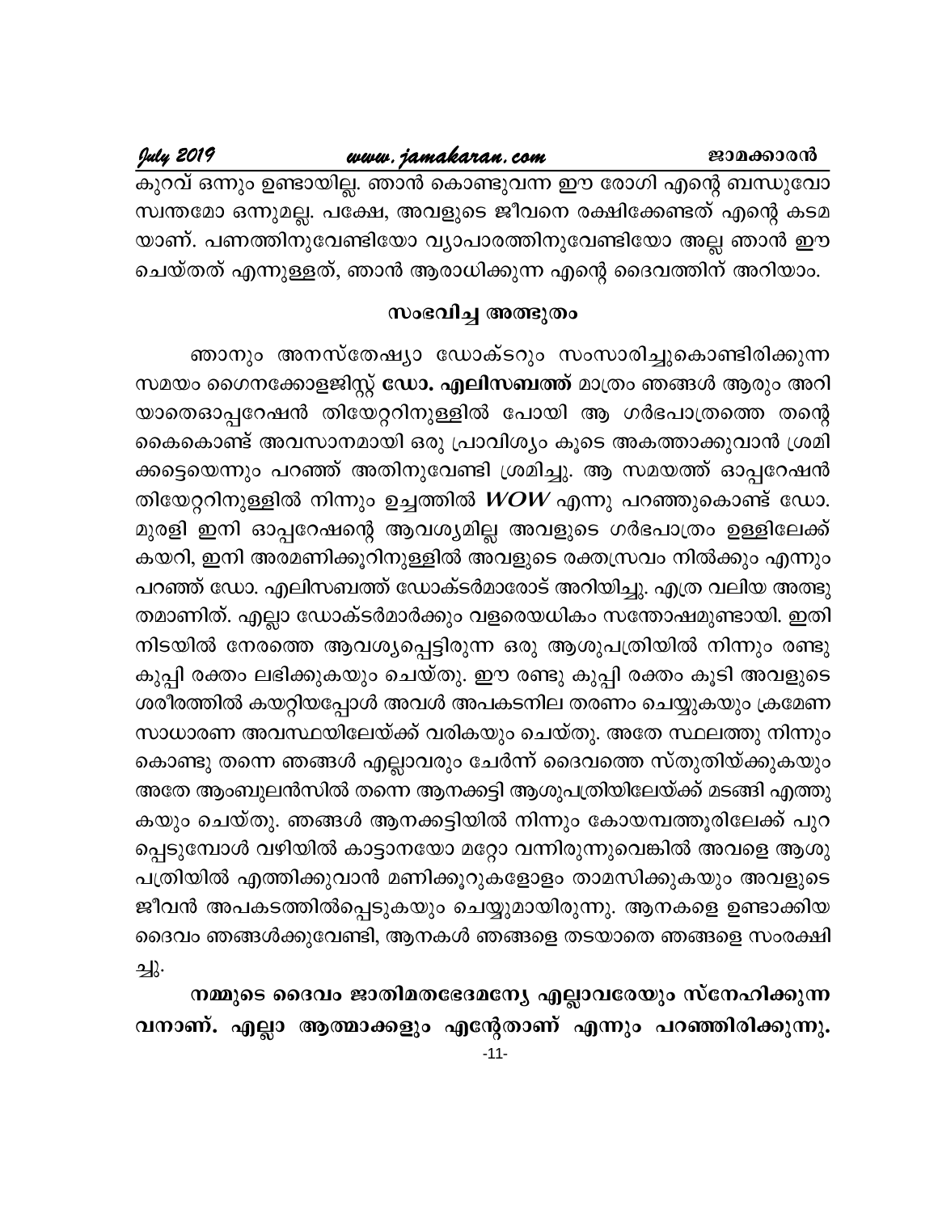കുറവ് ഒന്നും ഉണ്ടായില്ല. ഞാൻ കൊണ്ടുവന്ന ഈ രോഗി എന്റെ ബന്ധുവോ സ്വന്തമോ ഒന്നുമല്ല. പക്ഷേ, അവളുടെ ജീവനെ രക്ഷിക്കേണ്ടത് എന്റെ കടമയാണ്. പണത്തിനുവേണ്ടിയോ വ്യാപാരത്തിനുവേണ്ടിയോ അല്ല ഞാൻ ഈ ചെയ്തത് എന്നുള്ളത്, ഞാൻ ആരാധിക്കുന്ന എന്റെ ദൈവത്തിന് അറിയാം.

## സംഭവിച്ച അത്ഭുതം

ഞാനും അനസ്തേഷ്യാ ഡോക്ടറും സംസാരിച്ചുകൊണ്ടിരിക്കുന്ന സമയം ഗൈനക്കോളജിസ്റ്റ് **ഡോ. എലിസബത്ത്** മാത്രം ഞങ്ങൾ ആരും അറിയാതെഓപ്പറേഷൻ തിയേറ്ററിനുള്ളിൽ പോയി ആ ഗർഭപാത്രത്തെ തന്റെ കൈകൊണ്ട് അവസാനമായി ഒരു പ്രാവിശ്യം കൂടെ അകത്താക്കുവാൻ ശ്രമിക്കട്ടെയെന്നും പറഞ്ഞ് അതിനുവേണ്ടി ശ്രമിച്ചു. ആ സമയത്ത് ഓപ്പറേഷൻ തിയേറ്ററിനുള്ളിൽ നിന്നും ഉച്ചത്തിൽ ***WOW*** എന്നു പറഞ്ഞുകൊണ്ട് ഡോ. മുരളി ഇനി ഓപ്പറേഷന്റെ ആവശ്യമില്ല അവളുടെ ഗർഭപാത്രം ഉള്ളിലേക്ക് കയറി, ഇനി അരമണിക്കൂറിനുള്ളിൽ അവളുടെ രക്തസ്രവം നിൽക്കും എന്നും പറഞ്ഞ് ഡോ. എലിസബത്ത് ഡോക്ടർമാരോട് അറിയിച്ചു. എത്ര വലിയ അത്ഭുതമാണിത്. എല്ലാ ഡോക്ടർമാർക്കും വളരെയധികം സന്തോഷമുണ്ടായി. ഇതിനിടയിൽ നേരത്തെ ആവശ്യപ്പെട്ടിരുന്ന ഒരു ആശുപത്രിയിൽ നിന്നും രണ്ടു കുപ്പി രക്തം ലഭിക്കുകയും ചെയ്തു. ഈ രണ്ടു കുപ്പി രക്തം കൂടി അവളുടെ ശരീരത്തിൽ കയറ്റിയപ്പോൾ അവൾ അപകടനില തരണം ചെയ്യുകയും ക്രമേണ സാധാരണ അവസ്ഥയിലേയ്ക്ക് വരികയും ചെയ്തു. അതേ സ്ഥലത്തു നിന്നും കൊണ്ടു തന്നെ ഞങ്ങൾ എല്ലാവരും ചേർന്ന് ദൈവത്തെ സ്തുതിയ്ക്കുകയും അതേ ആംബുലൻസിൽ തന്നെ ആനക്കട്ടി ആശുപത്രിയിലേയ്ക്ക് മടങ്ങി എത്തുകയും ചെയ്തു. ഞങ്ങൾ ആനക്കട്ടിയിൽ നിന്നും കോയമ്പത്തൂരിലേക്ക് പുറപ്പെടുമ്പോൾ വഴിയിൽ കാട്ടാനയോ മറ്റോ വന്നിരുന്നുവെങ്കിൽ അവളെ ആശുപത്രിയിൽ എത്തിക്കുവാൻ മണിക്കൂറുകളോളം താമസിക്കുകയും അവളുടെ ജീവൻ അപകടത്തിൽപ്പെടുകയും ചെയ്യുമായിരുന്നു. ആനകളെ ഉണ്ടാക്കിയ ദൈവം ഞങ്ങൾക്കുവേണ്ടി, ആനകൾ ഞങ്ങളെ തടയാതെ ഞങ്ങളെ സംരക്ഷിച്ചു.

**നമ്മുടെ ദൈവം ജാതിമതഭേദമന്യേ എല്ലാവരേയും സ്നേഹിക്കുന്നവനാണ്. എല്ലാ ആത്മാക്കളും എന്റേതാണ് എന്നും പറഞ്ഞിരിക്കുന്നു.**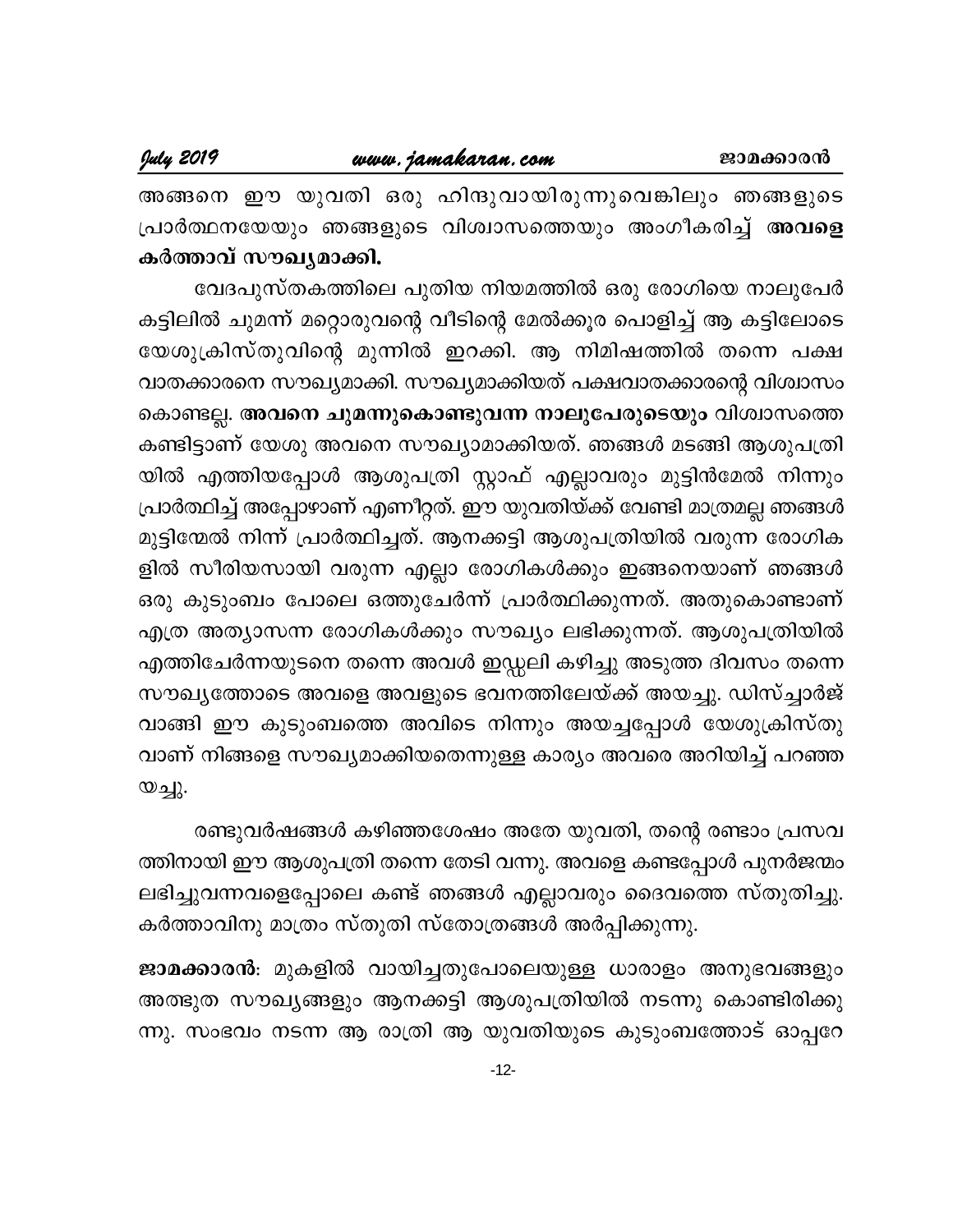അങ്ങനെ ഈ യുവതി ഒരു ഹിന്ദുവായിരുന്നുവെങ്കിലും ഞങ്ങളുടെ പ്രാർത്ഥനയേയും ഞങ്ങളുടെ വിശ്വാസത്തെയും അംഗീകരിച്ച് **അവളെ കർത്താവ് സൗഖ്യമാക്കി.**

വേദപുസ്തകത്തിലെ പുതിയ നിയമത്തിൽ ഒരു രോഗിയെ നാലുപേർ കട്ടിലിൽ ചുമന്ന് മറ്റൊരുവന്റെ വീടിന്റെ മേൽക്കൂര പൊളിച്ച് ആ കട്ടിലോടെ യേശുക്രിസ്തുവിന്റെ മുന്നിൽ ഇറക്കി. ആ നിമിഷത്തിൽ തന്നെ പക്ഷ വാതക്കാരനെ സൗഖ്യമാക്കി. സൗഖ്യമാക്കിയത് പക്ഷവാതക്കാരന്റെ വിശ്വാസം കൊണ്ടല്ല. **അവനെ ചുമന്നുകൊണ്ടുവന്ന നാലുപേരുടെയും** വിശ്വാസത്തെ കണ്ടിട്ടാണ് യേശു അവനെ സൗഖ്യാമാക്കിയത്. ഞങ്ങൾ മടങ്ങി ആശുപത്രി യിൽ എത്തിയപ്പോൾ ആശുപത്രി സ്റ്റാഫ് എല്ലാവരും മുട്ടിൻമേൽ നിന്നും പ്രാർത്ഥിച്ച് അപ്പോഴാണ് എണീറ്റത്. ഈ യുവതിയ്ക്ക് വേണ്ടി മാത്രമല്ല ഞങ്ങൾ മുട്ടിന്മേൽ നിന്ന് പ്രാർത്ഥിച്ചത്. ആനക്കട്ടി ആശുപത്രിയിൽ വരുന്ന രോഗിക ളിൽ സീരിയസായി വരുന്ന എല്ലാ രോഗികൾക്കും ഇങ്ങനെയാണ് ഞങ്ങൾ ഒരു കുടുംബം പോലെ ഒത്തുചേർന്ന് പ്രാർത്ഥിക്കുന്നത്. അതുകൊണ്ടാണ് എത്ര അത്യാസന്ന രോഗികൾക്കും സൗഖ്യം ലഭിക്കുന്നത്. ആശുപത്രിയിൽ എത്തിചേർന്നയുടനെ തന്നെ അവൾ ഇഡ്ഡലി കഴിച്ചു അടുത്ത ദിവസം തന്നെ സൗഖ്യത്തോടെ അവളെ അവളുടെ ഭവനത്തിലേയ്ക്ക് അയച്ചു. ഡിസ്ച്ചാർജ് വാങ്ങി ഈ കുടുംബത്തെ അവിടെ നിന്നും അയച്ചപ്പോൾ യേശുക്രിസ്തു വാണ് നിങ്ങളെ സൗഖ്യമാക്കിയതെന്നുള്ള കാര്യം അവരെ അറിയിച്ച് പറഞ്ഞ യച്ചു.

രണ്ടുവർഷങ്ങൾ കഴിഞ്ഞശേഷം അതേ യുവതി, തന്റെ രണ്ടാം പ്രസവ ത്തിനായി ഈ ആശുപത്രി തന്നെ തേടി വന്നു. അവളെ കണ്ടപ്പോൾ പുനർജന്മം ലഭിച്ചുവന്നവളെപ്പോലെ കണ്ട് ഞങ്ങൾ എല്ലാവരും ദൈവത്തെ സ്തുതിച്ചു. കർത്താവിനു മാത്രം സ്തുതി സ്തോത്രങ്ങൾ അർപ്പിക്കുന്നു.

**ജാമക്കാരൻ**: മുകളിൽ വായിച്ചതുപോലെയുള്ള ധാരാളം അനുഭവങ്ങളും അത്ഭുത സൗഖ്യങ്ങളും ആനക്കട്ടി ആശുപത്രിയിൽ നടന്നു കൊണ്ടിരിക്കു ന്നു. സംഭവം നടന്ന ആ രാത്രി ആ യുവതിയുടെ കുടുംബത്തോട് ഓപ്പറേ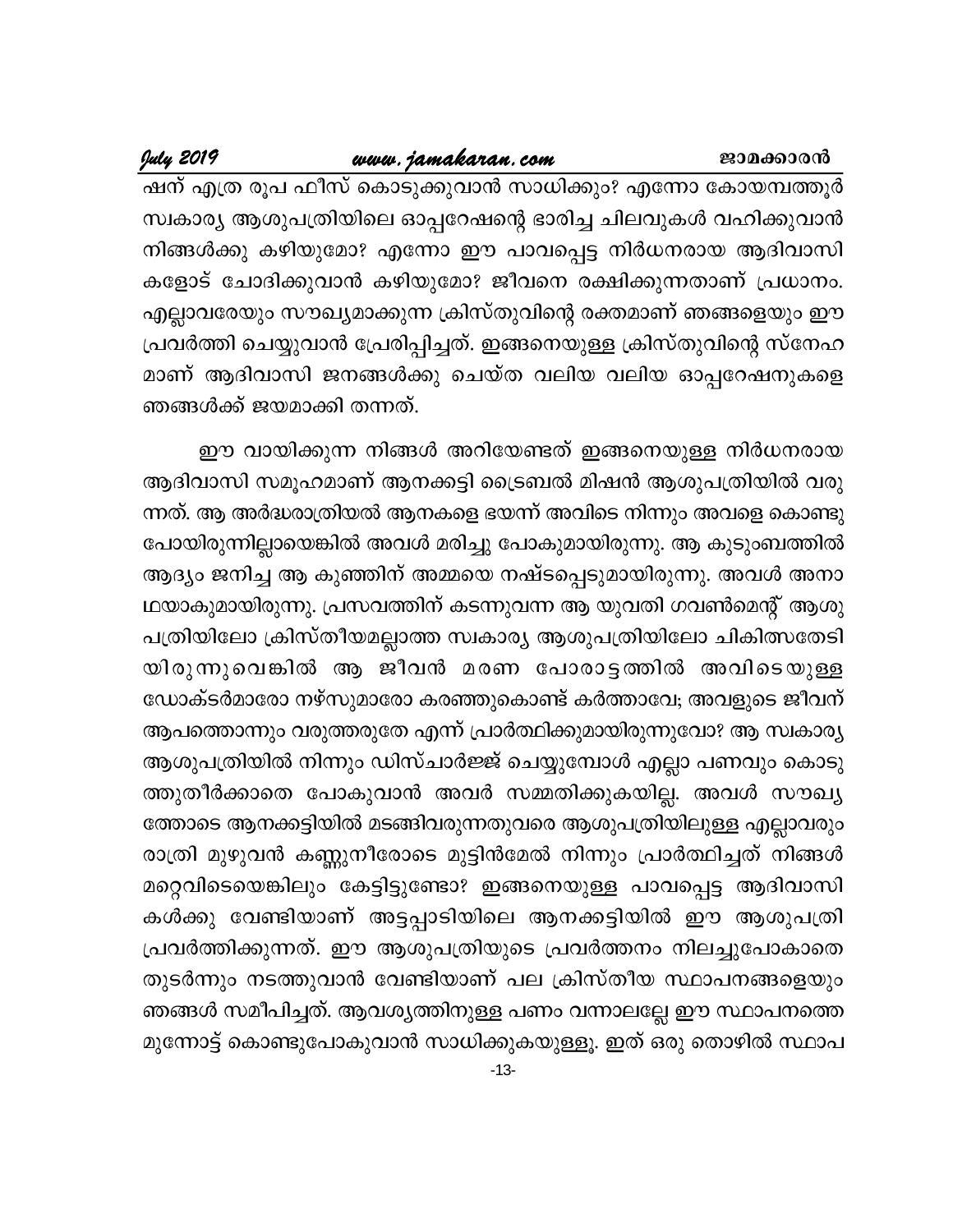ഷന് എത്ര രൂപ ഫീസ് കൊടുക്കുവാൻ സാധിക്കും? എന്നോ കോയമ്പത്തൂർ സ്വകാര്യ ആശുപത്രിയിലെ ഓപ്പറേഷന്റെ ഭാരിച്ച ചിലവുകൾ വഹിക്കുവാൻ നിങ്ങൾക്കു കഴിയുമോ? എന്നോ ഈ പാവപ്പെട്ട നിർധനരായ ആദിവാസികളോട് ചോദിക്കുവാൻ കഴിയുമോ? ജീവനെ രക്ഷിക്കുന്നതാണ് പ്രധാനം. എല്ലാവരേയും സൗഖ്യമാക്കുന്ന ക്രിസ്തുവിന്റെ രക്തമാണ് ഞങ്ങളെയും ഈ പ്രവർത്തി ചെയ്യുവാൻ പ്രേരിപ്പിച്ചത്. ഇങ്ങനെയുള്ള ക്രിസ്തുവിന്റെ സ്നേഹമാണ് ആദിവാസി ജനങ്ങൾക്കു ചെയ്ത വലിയ വലിയ ഓപ്പറേഷനുകളെ ഞങ്ങൾക്ക് ജയമാക്കി തന്നത്.

ഈ വായിക്കുന്ന നിങ്ങൾ അറിയേണ്ടത് ഇങ്ങനെയുള്ള നിർധനരായ ആദിവാസി സമൂഹമാണ് ആനക്കട്ടി ട്രൈബൽ മിഷൻ ആശുപത്രിയിൽ വരുന്നത്. ആ അർദ്ധരാത്രിയൽ ആനകളെ ഭയന്ന് അവിടെ നിന്നും അവളെ കൊണ്ടു പോയിരുന്നില്ലായെങ്കിൽ അവൾ മരിച്ചു പോകുമായിരുന്നു. ആ കുടുംബത്തിൽ ആദ്യം ജനിച്ച ആ കുഞ്ഞിന് അമ്മയെ നഷ്ടപ്പെടുമായിരുന്നു. അവൾ അനാഥയാകുമായിരുന്നു. പ്രസവത്തിന് കടന്നുവന്ന ആ യുവതി ഗവൺമെന്റ് ആശുപത്രിയിലോ ക്രിസ്തീയമല്ലാത്ത സ്വകാര്യ ആശുപത്രിയിലോ ചികിത്സതേടിയിരുന്നുവെങ്കിൽ ആ ജീവൻ മരണ പോരാട്ടത്തിൽ അവിടെയുള്ള ഡോക്ടർമാരോ നഴ്സുമാരോ കരഞ്ഞുകൊണ്ട് കർത്താവേ; അവളുടെ ജീവന് ആപത്തൊന്നും വരുത്തരുതേ എന്ന് പ്രാർത്ഥിക്കുമായിരുന്നുവോ? ആ സ്വകാര്യ ആശുപത്രിയിൽ നിന്നും ഡിസ്ചാർജ്ജ് ചെയ്യുമ്പോൾ എല്ലാ പണവും കൊടുത്തുതീർക്കാതെ പോകുവാൻ അവർ സമ്മതിക്കുകയില്ല. അവൾ സൗഖ്യത്തോടെ ആനക്കട്ടിയിൽ മടങ്ങിവരുന്നതുവരെ ആശുപത്രിയിലുള്ള എല്ലാവരും രാത്രി മുഴുവൻ കണ്ണുനീരോടെ മുട്ടിൻമേൽ നിന്നും പ്രാർത്ഥിച്ചത് നിങ്ങൾ മറ്റെവിടെയെങ്കിലും കേട്ടിട്ടുണ്ടോ? ഇങ്ങനെയുള്ള പാവപ്പെട്ട ആദിവാസികൾക്കു വേണ്ടിയാണ് അട്ടപ്പാടിയിലെ ആനക്കട്ടിയിൽ ഈ ആശുപത്രി പ്രവർത്തിക്കുന്നത്. ഈ ആശുപത്രിയുടെ പ്രവർത്തനം നിലച്ചുപോകാതെ തുടർന്നും നടത്തുവാൻ വേണ്ടിയാണ് പല ക്രിസ്തീയ സ്ഥാപനങ്ങളെയും ഞങ്ങൾ സമീപിച്ചത്. ആവശ്യത്തിനുള്ള പണം വന്നാലല്ലേ ഈ സ്ഥാപനത്തെ മുന്നോട്ട് കൊണ്ടുപോകുവാൻ സാധിക്കുകയുള്ളൂ. ഇത് ഒരു തൊഴിൽ സ്ഥാപ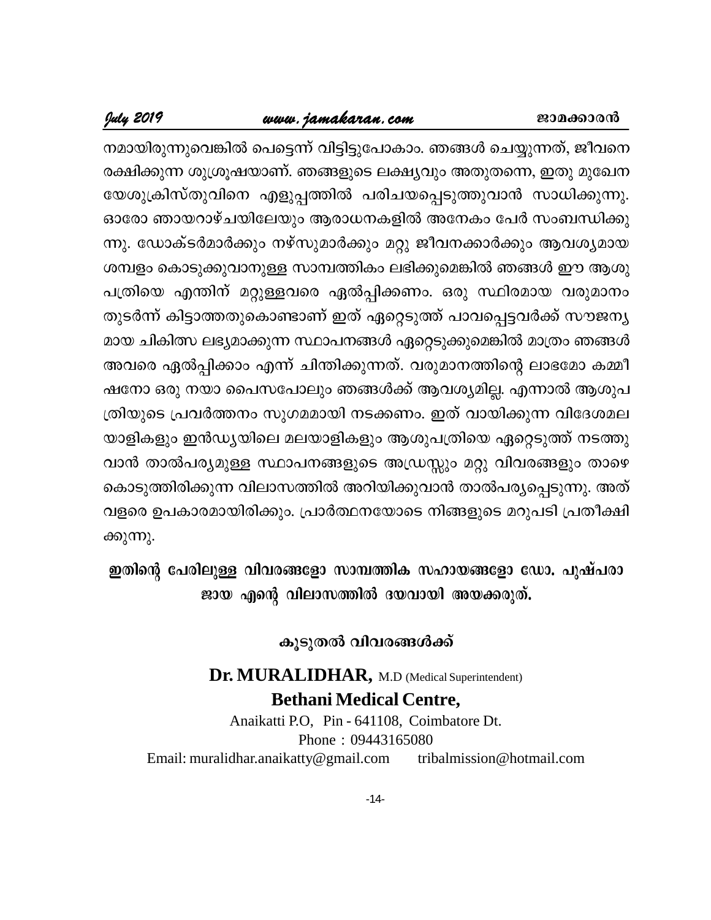നമായിരുന്നുവെങ്കിൽ പെട്ടെന്ന് വിട്ടിട്ടുപോകാം. ഞങ്ങൾ ചെയ്യുന്നത്, ജീവനെ രക്ഷിക്കുന്ന ശുശ്രൂഷയാണ്. ഞങ്ങളുടെ ലക്ഷ്യവും അതുതന്നെ, ഇതു മുഖേന യേശുക്രിസ്തുവിനെ എളുപ്പത്തിൽ പരിചയപ്പെടുത്തുവാൻ സാധിക്കുന്നു. ഓരോ ഞായറാഴ്ചയിലേയും ആരാധനകളിൽ അനേകം പേർ സംബന്ധിക്കുന്നു. ഡോക്ടർമാർക്കും നഴ്സുമാർക്കും മറ്റു ജീവനക്കാർക്കും ആവശ്യമായ ശമ്പളം കൊടുക്കുവാനുള്ള സാമ്പത്തികം ലഭിക്കുമെങ്കിൽ ഞങ്ങൾ ഈ ആശുപത്രിയെ എന്തിന് മറ്റുള്ളവരെ ഏൽപ്പിക്കണം. ഒരു സ്ഥിരമായ വരുമാനം തുടർന്ന് കിട്ടാത്തതുകൊണ്ടാണ് ഇത് ഏറ്റെടുത്ത് പാവപ്പെട്ടവർക്ക് സൗജന്യമായ ചികിത്സ ലഭ്യമാക്കുന്ന സ്ഥാപനങ്ങൾ ഏറ്റെടുക്കുമെങ്കിൽ മാത്രം ഞങ്ങൾ അവരെ ഏൽപ്പിക്കാം എന്ന് ചിന്തിക്കുന്നത്. വരുമാനത്തിന്റെ ലാഭമോ കമ്മീഷനോ ഒരു നയാ പൈസപോലും ഞങ്ങൾക്ക് ആവശ്യമില്ല. എന്നാൽ ആശുപത്രിയുടെ പ്രവർത്തനം സുഗമമായി നടക്കണം. ഇത് വായിക്കുന്ന വിദേശമലയാളികളും ഇൻഡ്യയിലെ മലയാളികളും ആശുപത്രിയെ ഏറ്റെടുത്ത് നടത്തുവാൻ താൽപര്യമുള്ള സ്ഥാപനങ്ങളുടെ അഡ്രസ്സും മറ്റു വിവരങ്ങളും താഴെ കൊടുത്തിരിക്കുന്ന വിലാസത്തിൽ അറിയിക്കുവാൻ താൽപര്യപ്പെടുന്നു. അത് വളരെ ഉപകാരമായിരിക്കും. പ്രാർത്ഥനയോടെ നിങ്ങളുടെ മറുപടി പ്രതീക്ഷിക്കുന്നു.

**ഇതിന്റെ പേരിലുള്ള വിവരങ്ങളോ സാമ്പത്തിക സഹായങ്ങളോ ഡോ. പുഷ്പരാജായ എന്റെ വിലാസത്തിൽ ദയവായി അയക്കരുത്.**

**കൂടുതൽ വിവരങ്ങൾക്ക്**

**Dr. MURALIDHAR,** M.D (Medical Superintendent)

**Bethani Medical Centre,**

Anaikatti P.O, Pin - 641108, Coimbatore Dt.

Phone : 09443165080

Email: muralidhar.anaikatty@gmail.com tribalmission@hotmail.com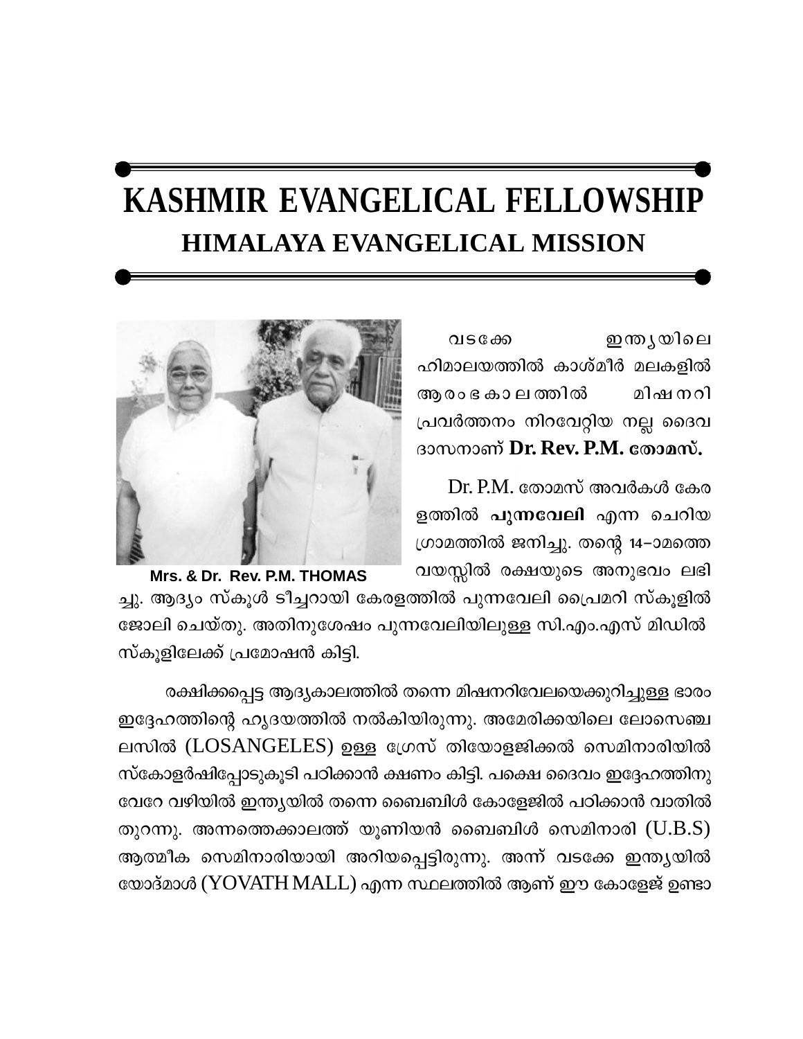# KASHMIR EVANGELICAL FELLOWSHIP

## HIMALAYA EVANGELICAL MISSION

Mrs. & Dr. Rev. P.M. THOMAS

വടക്കേ ഇന്ത്യയിലെ ഹിമാലയത്തിൽ കാശ്മീർ മലകളിൽ ആരംഭകാലത്തിൽ മിഷനറി പ്രവർത്തനം നിറവേറ്റിയ നല്ല ദൈവ ദാസനാണ് **Dr. Rev. P.M. തോമസ്.**

Dr. P.M. തോമസ് അവർകൾ കേരളത്തിൽ **പുന്നവേലി** എന്ന ചെറിയ ഗ്രാമത്തിൽ ജനിച്ചു. തന്റെ 14-ാമത്തെ വയസ്സിൽ രക്ഷയുടെ അനുഭവം ലഭിച്ചു. ആദ്യം സ്കൂൾ ടീച്ചറായി കേരളത്തിൽ പുന്നവേലി പ്രൈമറി സ്കൂളിൽ ജോലി ചെയ്തു. അതിനുശേഷം പുന്നവേലിയിലുള്ള സി.എം.എസ് മിഡിൽ സ്കൂളിലേക്ക് പ്രമോഷൻ കിട്ടി.

രക്ഷിക്കപ്പെട്ട ആദ്യകാലത്തിൽ തന്നെ മിഷനറിവേലയെക്കുറിച്ചുള്ള ഭാരം ഇദ്ദേഹത്തിന്റെ ഹൃദയത്തിൽ നൽകിയിരുന്നു. അമേരിക്കയിലെ ലോസെഞ്ചലസിൽ (LOSANGELES) ഉള്ള ഗ്രേസ് തിയോളജിക്കൽ സെമിനാരിയിൽ സ്കോളർഷിപ്പോടുകൂടി പഠിക്കാൻ ക്ഷണം കിട്ടി. പക്ഷെ ദൈവം ഇദ്ദേഹത്തിനു വേറേ വഴിയിൽ ഇന്ത്യയിൽ തന്നെ ബൈബിൾ കോളേജിൽ പഠിക്കാൻ വാതിൽ തുറന്നു. അന്നത്തെക്കാലത്ത് യൂണിയൻ ബൈബിൾ സെമിനാരി (U.B.S) ആത്മീക സെമിനാരിയായി അറിയപ്പെട്ടിരുന്നു. അന്ന് വടക്കേ ഇന്ത്യയിൽ യോദ്മാൾ (YOVATH MALL) എന്ന സ്ഥലത്തിൽ ആണ് ഈ കോളേജ് ഉണ്ടാ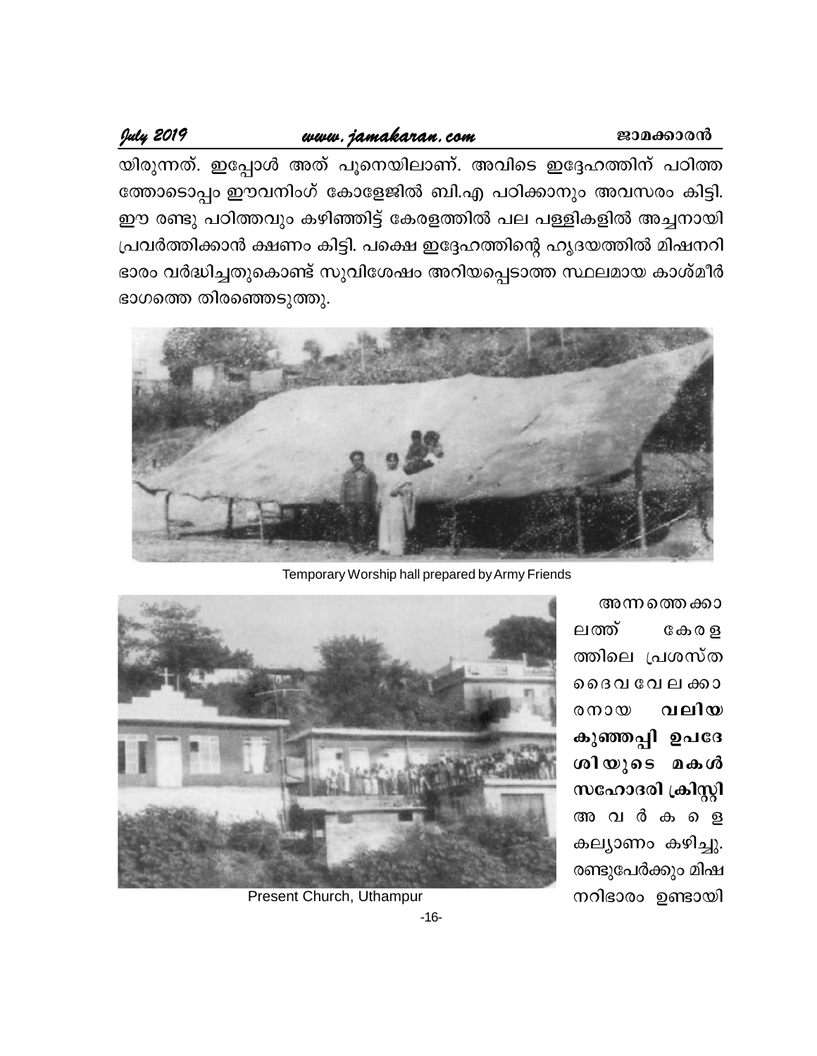യിരുന്നത്. ഇപ്പോൾ അത് പൂനെയിലാണ്. അവിടെ ഇദ്ദേഹത്തിന് പഠിത്ത ത്തോടൊപ്പം ഈവനിംഗ് കോളേജിൽ ബി.എ പഠിക്കാനും അവസരം കിട്ടി. ഈ രണ്ടു പഠിത്തവും കഴിഞ്ഞിട്ട് കേരളത്തിൽ പല പള്ളികളിൽ അച്ചനായി പ്രവർത്തിക്കാൻ ക്ഷണം കിട്ടി. പക്ഷെ ഇദ്ദേഹത്തിന്റെ ഹൃദയത്തിൽ മിഷനറി ഭാരം വർദ്ധിച്ചതുകൊണ്ട് സുവിശേഷം അറിയപ്പെടാത്ത സ്ഥലമായ കാശ്മീർ ഭാഗത്തെ തിരഞ്ഞെടുത്തു.

Temporary Worship hall prepared by Army Friends

Present Church, Uthampur

അന്നത്തെക്കാലത്ത് കേരളത്തിലെ പ്രശസ്ത ദൈവവേലക്കാരനായ **വലിയ കുഞ്ഞപ്പി ഉപദേശിയുടെ മകൾ സഹോദരി ക്രിസ്റ്റി** അവർകളെ കല്യാണം കഴിച്ചു. രണ്ടുപേർക്കും മിഷനറിഭാരം ഉണ്ടായി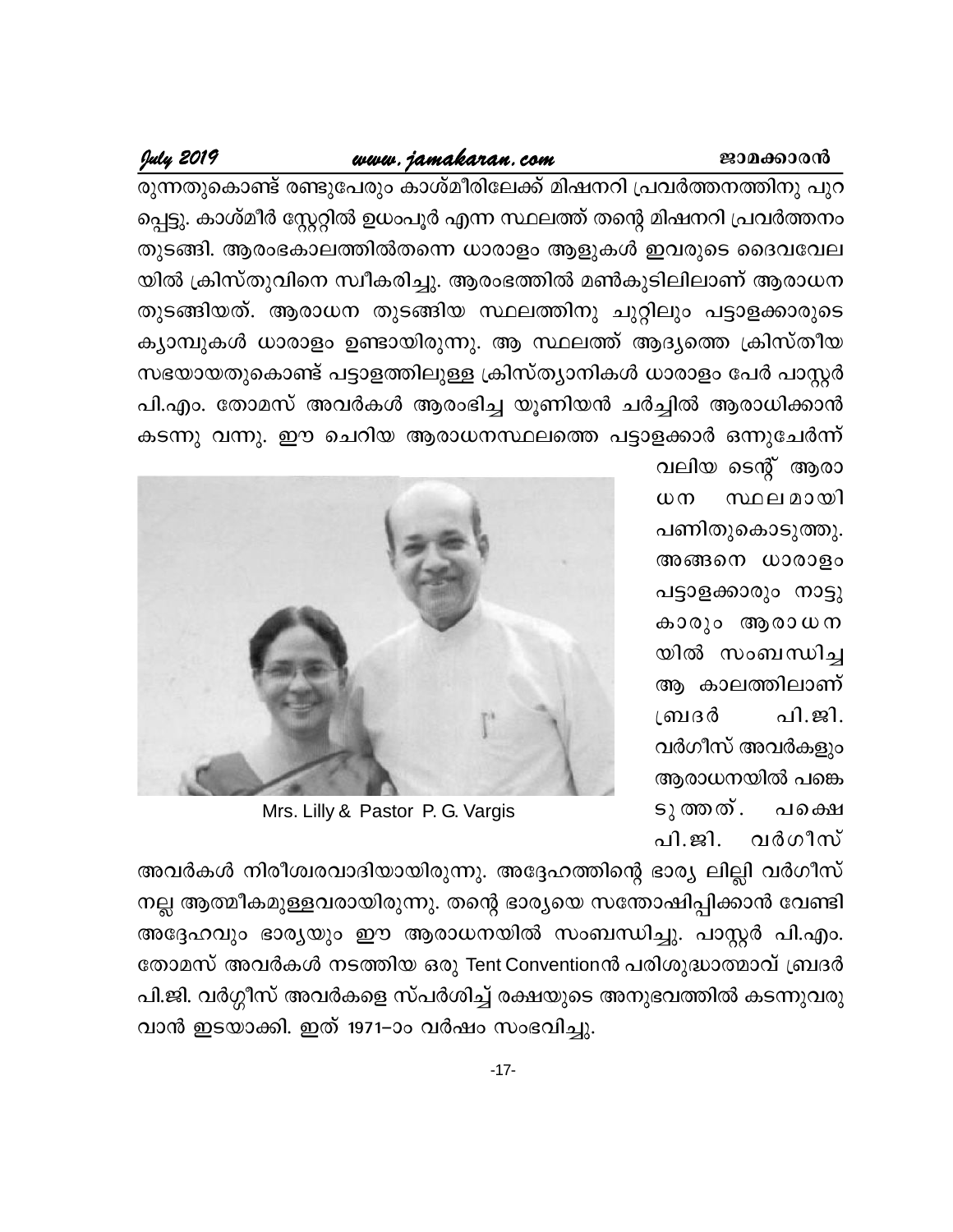രുന്നതുകൊണ്ട് രണ്ടുപേരും കാശ്മീരിലേക്ക് മിഷനറി പ്രവർത്തനത്തിനു പുറപ്പെട്ടു. കാശ്മീർ സ്റ്റേറ്റിൽ ഉധംപൂർ എന്ന സ്ഥലത്ത് തന്റെ മിഷനറി പ്രവർത്തനം തുടങ്ങി. ആരംഭകാലത്തിൽതന്നെ ധാരാളം ആളുകൾ ഇവരുടെ ദൈവവേലയിൽ ക്രിസ്തുവിനെ സ്വീകരിച്ചു. ആരംഭത്തിൽ മൺകുടിലിലാണ് ആരാധന തുടങ്ങിയത്. ആരാധന തുടങ്ങിയ സ്ഥലത്തിനു ചുറ്റിലും പട്ടാളക്കാരുടെ ക്യാമ്പുകൾ ധാരാളം ഉണ്ടായിരുന്നു. ആ സ്ഥലത്ത് ആദ്യത്തെ ക്രിസ്തീയ സഭയായതുകൊണ്ട് പട്ടാളത്തിലുള്ള ക്രിസ്ത്യാനികൾ ധാരാളം പേർ പാസ്റ്റർ പി.എം. തോമസ് അവർകൾ ആരംഭിച്ച യൂണിയൻ ചർച്ചിൽ ആരാധിക്കാൻ കടന്നു വന്നു. ഈ ചെറിയ ആരാധനസ്ഥലത്തെ പട്ടാളക്കാർ ഒന്നുചേർന്ന് വലിയ ടെന്റ് ആരാധന സ്ഥലമായി പണിതുകൊടുത്തു. അങ്ങനെ ധാരാളം പട്ടാളക്കാരും നാട്ടുകാരും ആരാധനയിൽ സംബന്ധിച്ച ആ കാലത്തിലാണ് ബ്രദർ പി.ജി. വർഗീസ് അവർകളും ആരാധനയിൽ പങ്കെടുത്തത്. പക്ഷെ പി.ജി. വർഗീസ് അവർകൾ നിരീശ്വരവാദിയായിരുന്നു. അദ്ദേഹത്തിന്റെ ഭാര്യ ലില്ലി വർഗീസ് നല്ല ആത്മീകമുള്ളവരായിരുന്നു. തന്റെ ഭാര്യയെ സന്തോഷിപ്പിക്കാൻ വേണ്ടി അദ്ദേഹവും ഭാര്യയും ഈ ആരാധനയിൽ സംബന്ധിച്ചു. പാസ്റ്റർ പി.എം. തോമസ് അവർകൾ നടത്തിയ ഒരു Tent Conventionൻ പരിശുദ്ധാത്മാവ് ബ്രദർ പി.ജി. വർഗ്ഗീസ് അവർകളെ സ്പർശിച്ച് രക്ഷയുടെ അനുഭവത്തിൽ കടന്നുവരുവാൻ ഇടയാക്കി. ഇത് 1971–ാം വർഷം സംഭവിച്ചു.

Mrs. Lilly & Pastor P. G. Vargis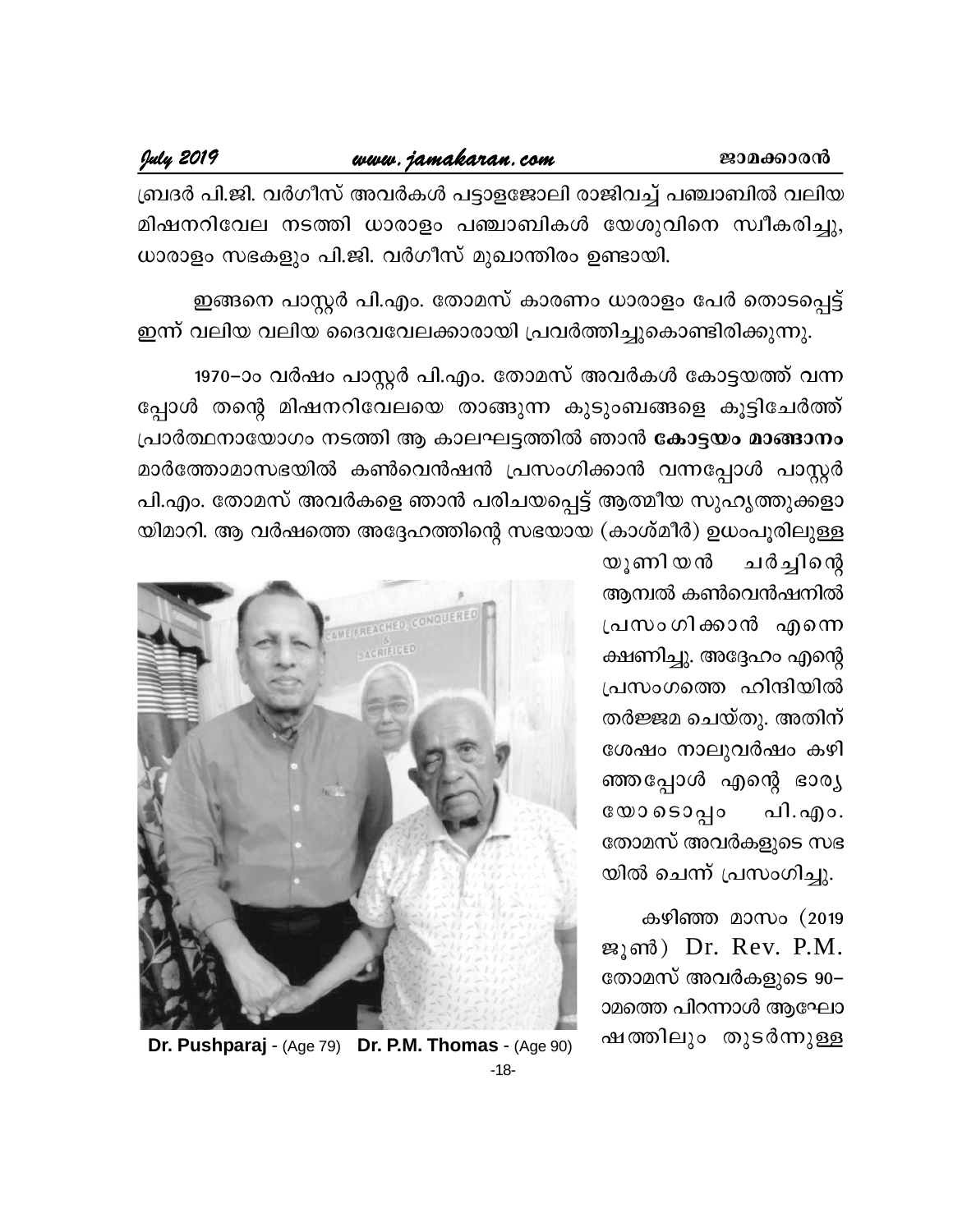ബ്രദർ പി.ജി. വർഗീസ് അവർകൾ പട്ടാളജോലി രാജിവച്ച് പഞ്ചാബിൽ വലിയ മിഷനറിവേല നടത്തി ധാരാളം പഞ്ചാബികൾ യേശുവിനെ സ്വീകരിച്ചു, ധാരാളം സഭകളും പി.ജി. വർഗീസ് മുഖാന്തിരം ഉണ്ടായി.

ഇങ്ങനെ പാസ്റ്റർ പി.എം. തോമസ് കാരണം ധാരാളം പേർ തൊടപ്പെട്ട് ഇന്ന് വലിയ വലിയ ദൈവവേലക്കാരായി പ്രവർത്തിച്ചുകൊണ്ടിരിക്കുന്നു.

1970–ാം വർഷം പാസ്റ്റർ പി.എം. തോമസ് അവർകൾ കോട്ടയത്ത് വന്നപ്പോൾ തന്റെ മിഷനറിവേലയെ താങ്ങുന്ന കുടുംബങ്ങളെ കൂട്ടിചേർത്ത് പ്രാർത്ഥനായോഗം നടത്തി ആ കാലഘട്ടത്തിൽ ഞാൻ **കോട്ടയം മാങ്ങാനം** മാർത്തോമാസഭയിൽ കൺവെൻഷൻ പ്രസംഗിക്കാൻ വന്നപ്പോൾ പാസ്റ്റർ പി.എം. തോമസ് അവർകളെ ഞാൻ പരിചയപ്പെട്ട് ആത്മീയ സുഹൃത്തുക്കളായിമാറി. ആ വർഷത്തെ അദ്ദേഹത്തിന്റെ സഭയായ (കാശ്മീർ) ഉധംപൂരിലുള്ള യൂണിയൻ ചർച്ചിന്റെ ആനുവൽ കൺവെൻഷനിൽ പ്രസംഗിക്കാൻ എന്നെ ക്ഷണിച്ചു. അദ്ദേഹം എന്റെ പ്രസംഗത്തെ ഹിന്ദിയിൽ തർജ്ജമ ചെയ്തു. അതിന് ശേഷം നാലുവർഷം കഴിഞ്ഞപ്പോൾ എന്റെ ഭാര്യയോടൊപ്പം പി.എം. തോമസ് അവർകളുടെ സഭയിൽ ചെന്ന് പ്രസംഗിച്ചു.

**Dr. Pushparaj** - (Age 79) **Dr. P.M. Thomas** - (Age 90)

കഴിഞ്ഞ മാസം (2019 ജൂൺ) Dr. Rev. P.M. തോമസ് അവർകളുടെ 90–ാമത്തെ പിറന്നാൾ ആഘോഷത്തിലും തുടർന്നുള്ള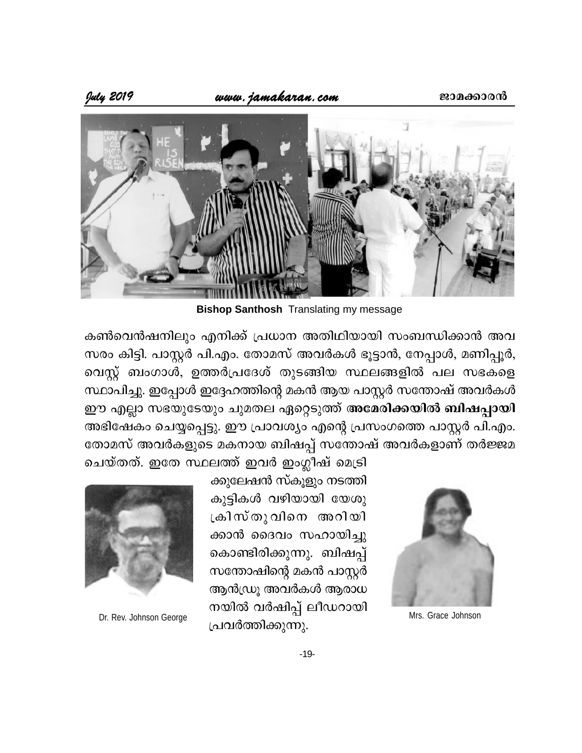Bishop Santhosh Translating my message

കൺവെൻഷനിലും എനിക്ക് പ്രധാന അതിഥിയായി സംബന്ധിക്കാൻ അവസരം കിട്ടി. പാസ്റ്റർ പി.എം. തോമസ് അവർകൾ ഭൂട്ടാൻ, നേപ്പാൾ, മണിപ്പൂർ, വെസ്റ്റ് ബംഗാൾ, ഉത്തർപ്രദേശ് തുടങ്ങിയ സ്ഥലങ്ങളിൽ പല സഭകളെ സ്ഥാപിച്ചു. ഇപ്പോൾ ഇദ്ദേഹത്തിന്റെ മകൻ ആയ പാസ്റ്റർ സന്തോഷ് അവർകൾ ഈ എല്ലാ സഭയുടേയും ചുമതല ഏറ്റെടുത്ത് **അമേരിക്കയിൽ ബിഷപ്പായി** അഭിഷേകം ചെയ്യപ്പെട്ടു. ഈ പ്രാവശ്യം എന്റെ പ്രസംഗത്തെ പാസ്റ്റർ പി.എം. തോമസ് അവർകളുടെ മകനായ ബിഷപ്പ് സന്തോഷ് അവർകളാണ് തർജ്ജമ ചെയ്തത്. ഇതേ സ്ഥലത്ത് ഇവർ ഇംഗ്ലീഷ് മെട്രിക്കുലേഷൻ സ്കൂളും നടത്തി കുട്ടികൾ വഴിയായി യേശുക്രിസ്തുവിനെ അറിയിക്കാൻ ദൈവം സഹായിച്ചുകൊണ്ടിരിക്കുന്നു. ബിഷപ്പ് സന്തോഷിന്റെ മകൻ പാസ്റ്റർ ആൻഡ്രൂ അവർകൾ ആരാധനയിൽ വർഷിപ്പ് ലീഡറായി പ്രവർത്തിക്കുന്നു.

Dr. Rev. Johnson George

Mrs. Grace Johnson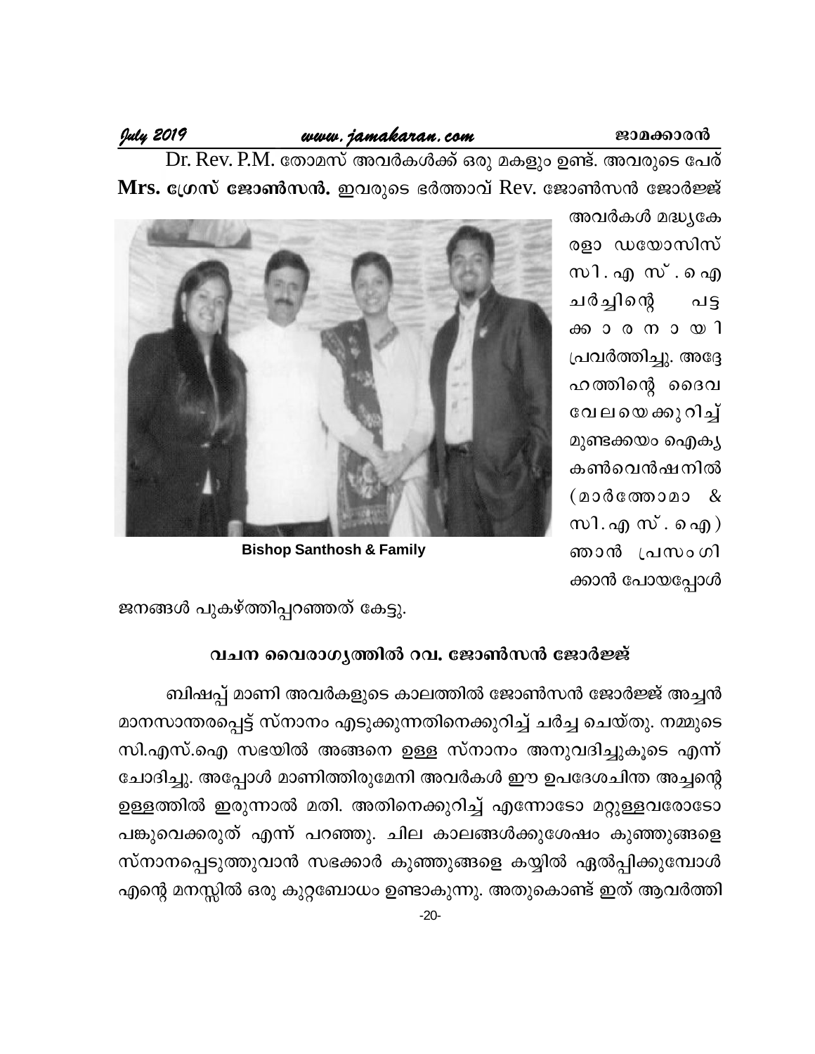Dr. Rev. P.M. തോമസ് അവർകൾക്ക് ഒരു മകളും ഉണ്ട്. അവരുടെ പേര് **Mrs. ഗ്രേസ് ജോൺസൻ.** ഇവരുടെ ഭർത്താവ് Rev. ജോൺസൻ ജോർജ്ജ് അവർകൾ മദ്ധ്യകേരളാ ഡയോസിസ് സി. എ സ് . ഐ ചർച്ചിന്റെ പട്ടക്കാരനായി പ്രവർത്തിച്ചു. അദ്ദേഹത്തിന്റെ ദൈവവേലയെക്കുറിച്ച് മുണ്ടക്കയം ഐക്യ കൺവെൻഷനിൽ (മാർത്തോമാ & സി. എ സ് . ഐ) ഞാൻ പ്രസംഗിക്കാൻ പോയപ്പോൾ ജനങ്ങൾ പുകഴ്ത്തിപ്പറഞ്ഞത് കേട്ടു.

**Bishop Santhosh & Family**

### വചന വൈരാഗ്യത്തിൽ റവ. ജോൺസൻ ജോർജ്ജ്

ബിഷപ്പ് മാണി അവർകളുടെ കാലത്തിൽ ജോൺസൻ ജോർജ്ജ് അച്ചൻ മാനസാന്തരപ്പെട്ട് സ്നാനം എടുക്കുന്നതിനെക്കുറിച്ച് ചർച്ച ചെയ്തു. നമ്മുടെ സി.എസ്.ഐ സഭയിൽ അങ്ങനെ ഉള്ള സ്നാനം അനുവദിച്ചുകൂടെ എന്ന് ചോദിച്ചു. അപ്പോൾ മാണിത്തിരുമേനി അവർകൾ ഈ ഉപദേശചിന്ത അച്ചന്റെ ഉള്ളത്തിൽ ഇരുന്നാൽ മതി. അതിനെക്കുറിച്ച് എന്നോടോ മറ്റുള്ളവരോടോ പങ്കുവെക്കരുത് എന്ന് പറഞ്ഞു. ചില കാലങ്ങൾക്കുശേഷം കുഞ്ഞുങ്ങളെ സ്നാനപ്പെടുത്തുവാൻ സഭക്കാർ കുഞ്ഞുങ്ങളെ കയ്യിൽ ഏൽപ്പിക്കുമ്പോൾ എന്റെ മനസ്സിൽ ഒരു കുറ്റബോധം ഉണ്ടാകുന്നു. അതുകൊണ്ട് ഇത് ആവർത്തി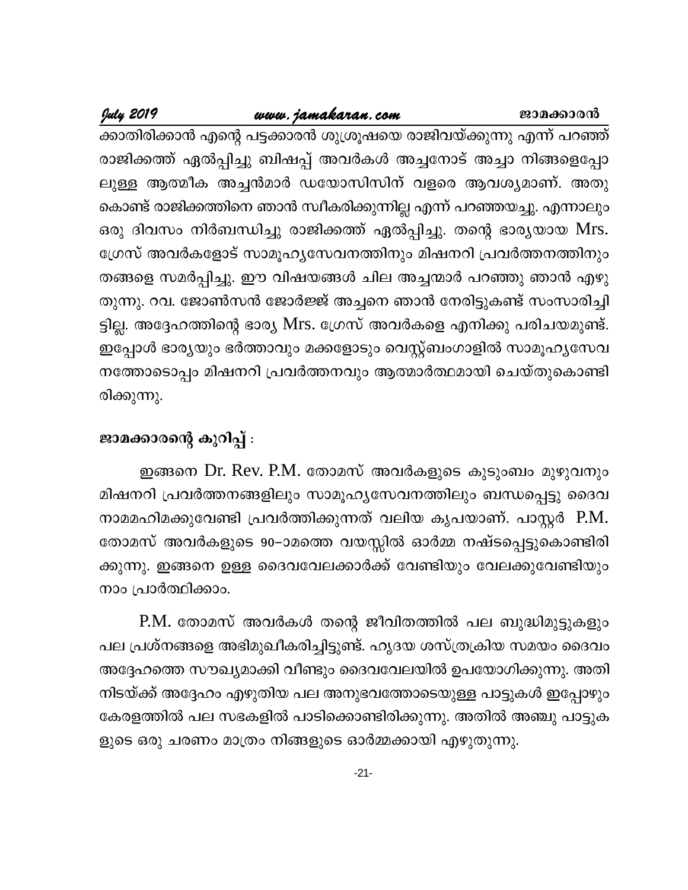ക്കാതിരിക്കാൻ എന്റെ പട്ടക്കാരൻ ശുശ്രൂഷയെ രാജിവയ്ക്കുന്നു എന്ന് പറഞ്ഞ് രാജിക്കത്ത് ഏൽപ്പിച്ചു ബിഷപ്പ് അവർകൾ അച്ചനോട് അച്ചാ നിങ്ങളെപ്പോലുള്ള ആത്മീക അച്ചൻമാർ ഡയോസിസിന് വളരെ ആവശ്യമാണ്. അതുകൊണ്ട് രാജിക്കത്തിനെ ഞാൻ സ്വീകരിക്കുന്നില്ല എന്ന് പറഞ്ഞയച്ചു. എന്നാലും ഒരു ദിവസം നിർബന്ധിച്ചു രാജിക്കത്ത് ഏൽപ്പിച്ചു. തന്റെ ഭാര്യയായ Mrs. ഗ്രേസ് അവർകളോട് സാമൂഹ്യസേവനത്തിനും മിഷനറി പ്രവർത്തനത്തിനും തങ്ങളെ സമർപ്പിച്ചു. ഈ വിഷയങ്ങൾ ചില അച്ചന്മാർ പറഞ്ഞു ഞാൻ എഴുതുന്നു. റവ. ജോൺസൻ ജോർജ്ജ് അച്ചനെ ഞാൻ നേരിട്ടുകണ്ട് സംസാരിച്ചിട്ടില്ല. അദ്ദേഹത്തിന്റെ ഭാര്യ Mrs. ഗ്രേസ് അവർകളെ എനിക്കു പരിചയമുണ്ട്. ഇപ്പോൾ ഭാര്യയും ഭർത്താവും മക്കളോടും വെസ്റ്റ്ബംഗാളിൽ സാമൂഹ്യസേവനത്തോടൊപ്പം മിഷനറി പ്രവർത്തനവും ആത്മാർത്ഥമായി ചെയ്തുകൊണ്ടിരിക്കുന്നു.

**ജാമക്കാരന്റെ കുറിപ്പ്** :

ഇങ്ങനെ Dr. Rev. P.M. തോമസ് അവർകളുടെ കുടുംബം മുഴുവനും മിഷനറി പ്രവർത്തനങ്ങളിലും സാമൂഹ്യസേവനത്തിലും ബന്ധപ്പെട്ടു ദൈവനാമമഹിമക്കുവേണ്ടി പ്രവർത്തിക്കുന്നത് വലിയ കൃപയാണ്. പാസ്റ്റർ P.M. തോമസ് അവർകളുടെ 90–ാമത്തെ വയസ്സിൽ ഓർമ്മ നഷ്ടപ്പെട്ടുകൊണ്ടിരിക്കുന്നു. ഇങ്ങനെ ഉള്ള ദൈവവേലക്കാർക്ക് വേണ്ടിയും വേലക്കുവേണ്ടിയും നാം പ്രാർത്ഥിക്കാം.

P.M. തോമസ് അവർകൾ തന്റെ ജീവിതത്തിൽ പല ബുദ്ധിമുട്ടുകളും പല പ്രശ്നങ്ങളെ അഭിമുഖീകരിച്ചിട്ടുണ്ട്. ഹൃദയ ശസ്ത്രക്രിയ സമയം ദൈവം അദ്ദേഹത്തെ സൗഖ്യമാക്കി വീണ്ടും ദൈവവേലയിൽ ഉപയോഗിക്കുന്നു. അതിനിടയ്ക്ക് അദ്ദേഹം എഴുതിയ പല അനുഭവത്തോടെയുള്ള പാട്ടുകൾ ഇപ്പോഴും കേരളത്തിൽ പല സഭകളിൽ പാടിക്കൊണ്ടിരിക്കുന്നു. അതിൽ അഞ്ചു പാട്ടുകളുടെ ഒരു ചരണം മാത്രം നിങ്ങളുടെ ഓർമ്മക്കായി എഴുതുന്നു.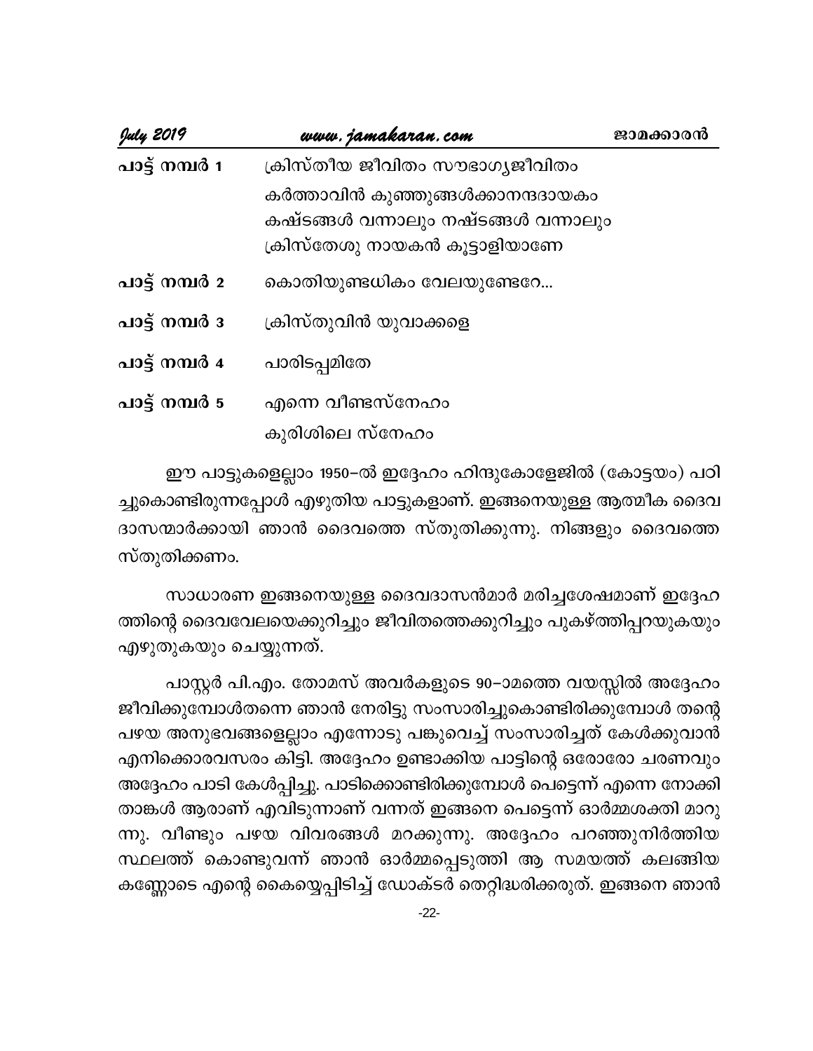**പാട്ട് നമ്പർ 1** ക്രിസ്തീയ ജീവിതം സൗഭാഗ്യജീവിതം
കർത്താവിൻ കുഞ്ഞുങ്ങൾക്കാനന്ദദായകം
കഷ്ടങ്ങൾ വന്നാലും നഷ്ടങ്ങൾ വന്നാലും
ക്രിസ്തേശു നായകൻ കൂട്ടാളിയാണേ

**പാട്ട് നമ്പർ 2** കൊതിയുണ്ടധികം വേലയുണ്ടേറേ...

**പാട്ട് നമ്പർ 3** ക്രിസ്തുവിൻ യുവാക്കളെ

**പാട്ട് നമ്പർ 4** പാരിടപ്പമിതേ

**പാട്ട് നമ്പർ 5** എന്നെ വീണ്ടസ്നേഹം
കുരിശിലെ സ്നേഹം

ഈ പാട്ടുകളെല്ലാം 1950–ൽ ഇദ്ദേഹം ഹിന്ദുകോളേജിൽ (കോട്ടയം) പഠിച്ചുകൊണ്ടിരുന്നപ്പോൾ എഴുതിയ പാട്ടുകളാണ്. ഇങ്ങനെയുള്ള ആത്മീക ദൈവദാസന്മാർക്കായി ഞാൻ ദൈവത്തെ സ്തുതിക്കുന്നു. നിങ്ങളും ദൈവത്തെ സ്തുതിക്കണം.

സാധാരണ ഇങ്ങനെയുള്ള ദൈവദാസൻമാർ മരിച്ചശേഷമാണ് ഇദ്ദേഹത്തിന്റെ ദൈവവേലയെക്കുറിച്ചും ജീവിതത്തെക്കുറിച്ചും പുകഴ്ത്തിപ്പറയുകയും എഴുതുകയും ചെയ്യുന്നത്.

പാസ്റ്റർ പി.എം. തോമസ് അവർകളുടെ 90–ാമത്തെ വയസ്സിൽ അദ്ദേഹം ജീവിക്കുമ്പോൾതന്നെ ഞാൻ നേരിട്ടു സംസാരിച്ചുകൊണ്ടിരിക്കുമ്പോൾ തന്റെ പഴയ അനുഭവങ്ങളെല്ലാം എന്നോടു പങ്കുവെച്ച് സംസാരിച്ചത് കേൾക്കുവാൻ എനിക്കൊരവസരം കിട്ടി. അദ്ദേഹം ഉണ്ടാക്കിയ പാട്ടിന്റെ ഒരോരോ ചരണവും അദ്ദേഹം പാടി കേൾപ്പിച്ചു. പാടിക്കൊണ്ടിരിക്കുമ്പോൾ പെട്ടെന്ന് എന്നെ നോക്കി താങ്കൾ ആരാണ് എവിടുന്നാണ് വന്നത് ഇങ്ങനെ പെട്ടെന്ന് ഓർമ്മശക്തി മാറുന്നു. വീണ്ടും പഴയ വിവരങ്ങൾ മറക്കുന്നു. അദ്ദേഹം പറഞ്ഞുനിർത്തിയ സ്ഥലത്ത് കൊണ്ടുവന്ന് ഞാൻ ഓർമ്മപ്പെടുത്തി ആ സമയത്ത് കലങ്ങിയ കണ്ണോടെ എന്റെ കൈയ്യെപ്പിടിച്ച് ഡോക്ടർ തെറ്റിദ്ധരിക്കരുത്. ഇങ്ങനെ ഞാൻ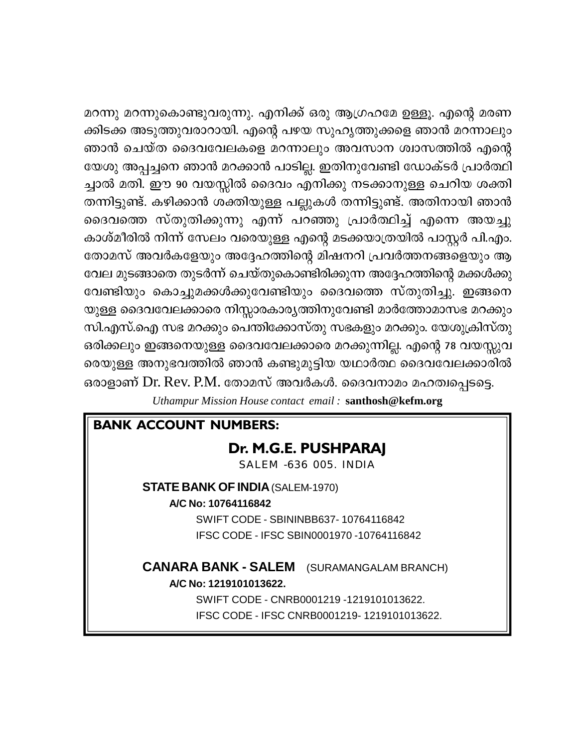മറന്നു മറന്നുകൊണ്ടുവരുന്നു. എനിക്ക് ഒരു ആഗ്രഹമേ ഉള്ളൂ. എന്റെ മരണക്കിടക്ക അടുത്തുവരാറായി. എന്റെ പഴയ സുഹൃത്തുക്കളെ ഞാൻ മറന്നാലും ഞാൻ ചെയ്ത ദൈവവേലകളെ മറന്നാലും അവസാന ശ്വാസത്തിൽ എന്റെ യേശു അപ്പച്ചനെ ഞാൻ മറക്കാൻ പാടില്ല. ഇതിനുവേണ്ടി ഡോക്ടർ പ്രാർത്ഥിച്ചാൽ മതി. ഈ 90 വയസ്സിൽ ദൈവം എനിക്കു നടക്കാനുള്ള ചെറിയ ശക്തി തന്നിട്ടുണ്ട്. കഴിക്കാൻ ശക്തിയുള്ള പല്ലുകൾ തന്നിട്ടുണ്ട്. അതിനായി ഞാൻ ദൈവത്തെ സ്തുതിക്കുന്നു എന്ന് പറഞ്ഞു പ്രാർത്ഥിച്ച് എന്നെ അയച്ചു കാശ്മീരിൽ നിന്ന് സേലം വരെയുള്ള എന്റെ മടക്കയാത്രയിൽ പാസ്റ്റർ പി.എം. തോമസ് അവർകളേയും അദ്ദേഹത്തിന്റെ മിഷനറി പ്രവർത്തനങ്ങളെയും ആ വേല മുടങ്ങാതെ തുടർന്ന് ചെയ്തുകൊണ്ടിരിക്കുന്ന അദ്ദേഹത്തിന്റെ മക്കൾക്കു വേണ്ടിയും കൊച്ചുമക്കൾക്കുവേണ്ടിയും ദൈവത്തെ സ്തുതിച്ചു. ഇങ്ങനെയുള്ള ദൈവവേലക്കാരെ നിസ്സാരകാര്യത്തിനുവേണ്ടി മാർത്തോമാസഭ മറക്കും സി.എസ്.ഐ സഭ മറക്കും പെന്തിക്കോസ്തു സഭകളും മറക്കും. യേശുക്രിസ്തു ഒരിക്കലും ഇങ്ങനെയുള്ള ദൈവവേലക്കാരെ മറക്കുന്നില്ല. എന്റെ 78 വയസ്സുവരെയുള്ള അനുഭവത്തിൽ ഞാൻ കണ്ടുമുട്ടിയ യഥാർത്ഥ ദൈവവേലക്കാരിൽ ഒരാളാണ് Dr. Rev. P.M. തോമസ് അവർകൾ. ദൈവനാമം മഹത്വപ്പെടട്ടെ.

*Uthampur Mission House contact email :* **santhosh@kefm.org**

**BANK ACCOUNT NUMBERS:**

## Dr. M.G.E. PUSHPARAJ

SALEM -636 005. INDIA

**STATE BANK OF INDIA** (SALEM-1970)

**A/C No: 10764116842**

SWIFT CODE - SBININBB637- 10764116842

IFSC CODE - IFSC SBIN0001970 -10764116842

**CANARA BANK - SALEM** (SURAMANGALAM BRANCH)

**A/C No: 1219101013622.**

SWIFT CODE - CNRB0001219 -1219101013622.

IFSC CODE - IFSC CNRB0001219- 1219101013622.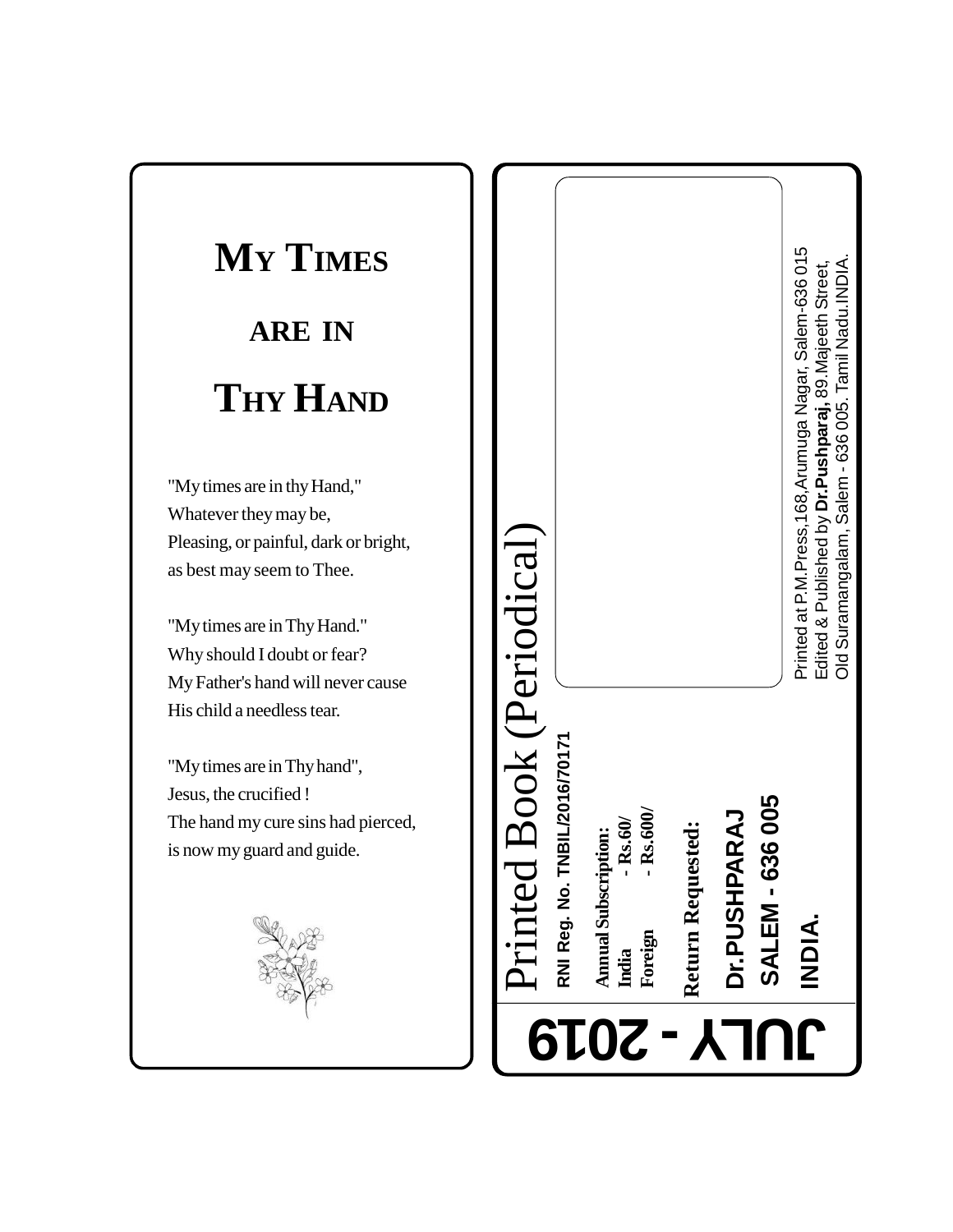# MY TIMES ARE IN THY HAND

"My times are in thy Hand,"
Whatever they may be,
Pleasing, or painful, dark or bright,
as best may seem to Thee.

"My times are in Thy Hand."
Why should I doubt or fear?
My Father's hand will never cause
His child a needless tear.

"My times are in Thy hand",
Jesus, the crucified !
The hand my cure sins had pierced,
is now my guard and guide.

Printed Book (Periodical)

**RNI Reg. No. TNBIL/2016/70171**

**Annual Subscription:**
**India - Rs.60/**
**Foreign - Rs.600/**

**Return Requested:**

**Dr.PUSHPARAJ**
**SALEM - 636 005**
**INDIA.**

**JULY - 2019**

Printed at P.M.Press,168,Arumuga Nagar, Salem-636 015
Edited & Published by **Dr.Pushparaj,** 89.Majeeth Street,
Old Suramangalam, Salem - 636 005. Tamil Nadu.INDIA.